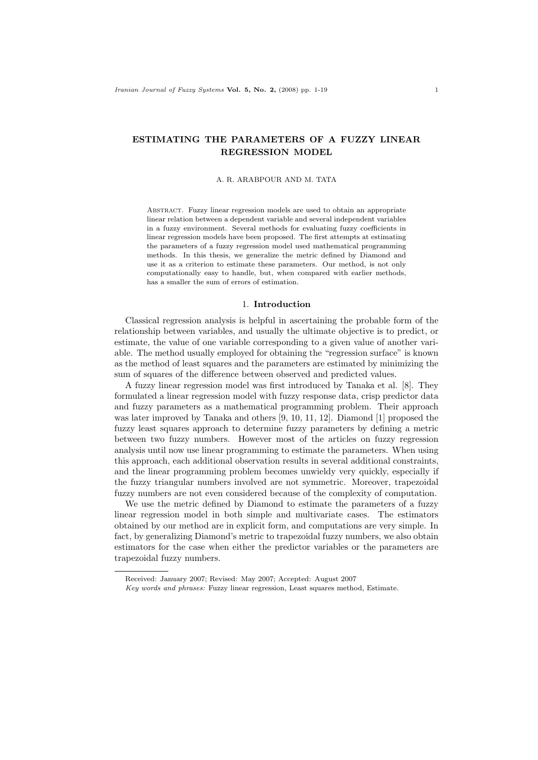# ESTIMATING THE PARAMETERS OF A FUZZY LINEAR REGRESSION MODEL

A. R. ARABPOUR AND M. TATA

Abstract. Fuzzy linear regression models are used to obtain an appropriate linear relation between a dependent variable and several independent variables in a fuzzy environment. Several methods for evaluating fuzzy coefficients in linear regression models have been proposed. The first attempts at estimating the parameters of a fuzzy regression model used mathematical programming methods. In this thesis, we generalize the metric defined by Diamond and use it as a criterion to estimate these parameters. Our method, is not only computationally easy to handle, but, when compared with earlier methods, has a smaller the sum of errors of estimation.

## 1. Introduction

Classical regression analysis is helpful in ascertaining the probable form of the relationship between variables, and usually the ultimate objective is to predict, or estimate, the value of one variable corresponding to a given value of another variable. The method usually employed for obtaining the "regression surface" is known as the method of least squares and the parameters are estimated by minimizing the sum of squares of the difference between observed and predicted values.

A fuzzy linear regression model was first introduced by Tanaka et al. [8]. They formulated a linear regression model with fuzzy response data, crisp predictor data and fuzzy parameters as a mathematical programming problem. Their approach was later improved by Tanaka and others [9, 10, 11, 12]. Diamond [1] proposed the fuzzy least squares approach to determine fuzzy parameters by defining a metric between two fuzzy numbers. However most of the articles on fuzzy regression analysis until now use linear programming to estimate the parameters. When using this approach, each additional observation results in several additional constraints, and the linear programming problem becomes unwieldy very quickly, especially if the fuzzy triangular numbers involved are not symmetric. Moreover, trapezoidal fuzzy numbers are not even considered because of the complexity of computation.

We use the metric defined by Diamond to estimate the parameters of a fuzzy linear regression model in both simple and multivariate cases. The estimators obtained by our method are in explicit form, and computations are very simple. In fact, by generalizing Diamond's metric to trapezoidal fuzzy numbers, we also obtain estimators for the case when either the predictor variables or the parameters are trapezoidal fuzzy numbers.

Received: January 2007; Revised: May 2007; Accepted: August 2007

*Key words and phrases:* Fuzzy linear regression, Least squares method, Estimate.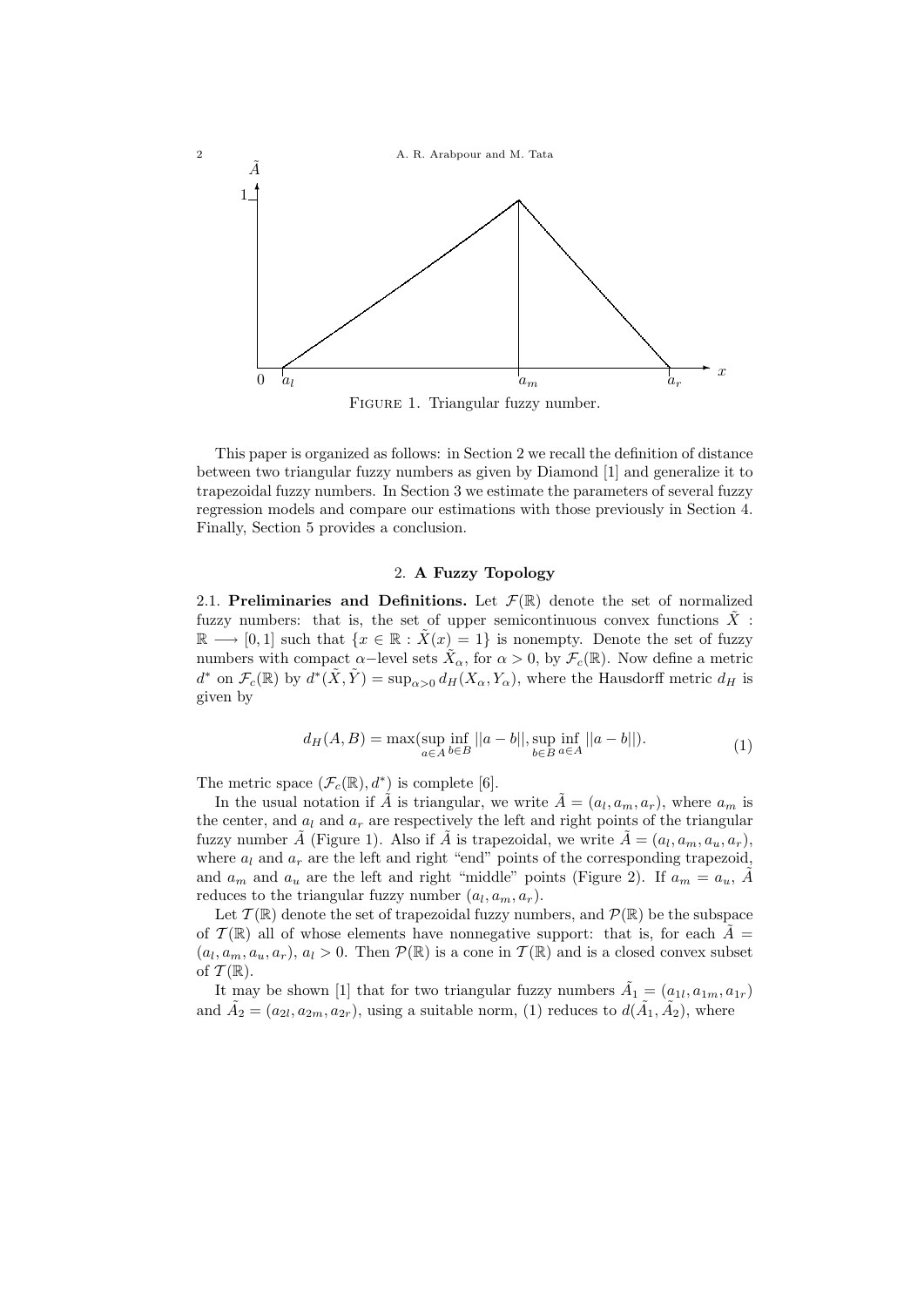FIGURE 1. Triangular fuzzy number.

This paper is organized as follows: in Section 2 we recall the definition of distance between two triangular fuzzy numbers as given by Diamond [1] and generalize it to trapezoidal fuzzy numbers. In Section 3 we estimate the parameters of several fuzzy regression models and compare our estimations with those previously in Section 4. Finally, Section 5 provides a conclusion.

## 2. A Fuzzy Topology

**2.1. Preliminaries and Definitions.** Let $\mathcal{F}(\mathbb{R})$ denote the set of normalized fuzzy numbers: that is, the set of upper semicontinuous convex functions $\tilde{X} : \mathbb{R} \longrightarrow [0,1]$ such that $\{x \in \mathbb{R} : \tilde{X}(x) = 1\}$ is nonempty. Denote the set of fuzzy numbers with compact $\alpha-$level sets $\tilde{X}_\alpha$, for $\alpha > 0$, by $\mathcal{F}_c(\mathbb{R})$. Now define a metric $d^*$ on $\mathcal{F}_c(\mathbb{R})$ by $d^*(\tilde{X}, \tilde{Y}) = \sup_{\alpha > 0} d_H(X_\alpha, Y_\alpha)$, where the Hausdorff metric $d_H$ is given by

$$d_H(A, B) = \max(\sup_{a \in A} \inf_{b \in B} ||a - b||, \sup_{b \in B} \inf_{a \in A} ||a - b||). \tag{1}$$

The metric space $(\mathcal{F}_c(\mathbb{R}), d^*)$ is complete [6].

In the usual notation if $\tilde{A}$ is triangular, we write $\tilde{A} = (a_l, a_m, a_r)$, where $a_m$ is the center, and $a_l$ and $a_r$ are respectively the left and right points of the triangular fuzzy number $\tilde{A}$ (Figure 1). Also if $\tilde{A}$ is trapezoidal, we write $\tilde{A} = (a_l, a_m, a_u, a_r)$, where $a_l$ and $a_r$ are the left and right "end" points of the corresponding trapezoid, and $a_m$ and $a_u$ are the left and right "middle" points (Figure 2). If $a_m = a_u$, $\tilde{A}$ reduces to the triangular fuzzy number $(a_l, a_m, a_r)$.

Let $\mathcal{T}(\mathbb{R})$ denote the set of trapezoidal fuzzy numbers, and $\mathcal{P}(\mathbb{R})$ be the subspace of $\mathcal{T}(\mathbb{R})$ all of whose elements have nonnegative support: that is, for each $\tilde{A} = (a_l, a_m, a_u, a_r)$, $a_l > 0$. Then $\mathcal{P}(\mathbb{R})$ is a cone in $\mathcal{T}(\mathbb{R})$ and is a closed convex subset of $\mathcal{T}(\mathbb{R})$.

It may be shown [1] that for two triangular fuzzy numbers $\tilde{A}_1 = (a_{1l}, a_{1m}, a_{1r})$ and $\tilde{A}_2 = (a_{2l}, a_{2m}, a_{2r})$, using a suitable norm, (1) reduces to $d(\tilde{A}_1, \tilde{A}_2)$, where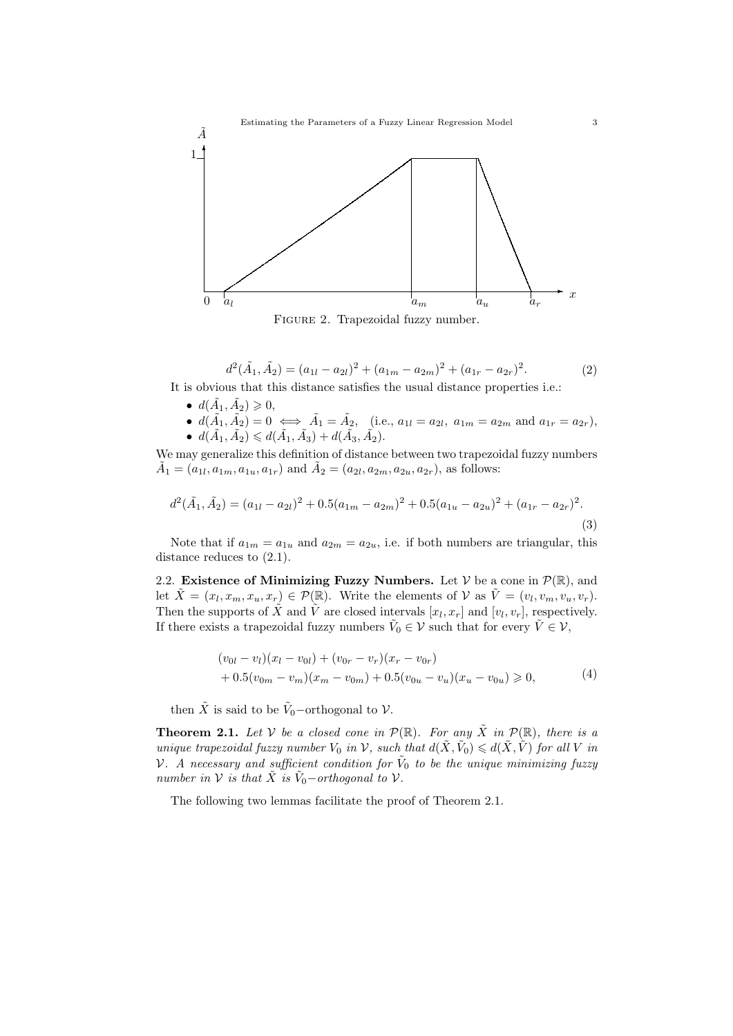FIGURE 2. Trapezoidal fuzzy number.

$$d^2(\tilde{A}_1, \tilde{A}_2) = (a_{1l} - a_{2l})^2 + (a_{1m} - a_{2m})^2 + (a_{1r} - a_{2r})^2. \tag{2}$$

It is obvious that this distance satisfies the usual distance properties i.e.:

- $d(\tilde{A}_1, \tilde{A}_2) \geqslant 0$,
- $d(\tilde{A}_1, \tilde{A}_2) = 0 \iff \tilde{A}_1 = \tilde{A}_2$, (i.e., $a_{1l} = a_{2l}$, $a_{1m} = a_{2m}$ and $a_{1r} = a_{2r}$),
- $d(\tilde{A}_1, \tilde{A}_2) \leqslant d(\tilde{A}_1, \tilde{A}_3) + d(\tilde{A}_3, \tilde{A}_2)$.

We may generalize this definition of distance between two trapezoidal fuzzy numbers $\tilde{A}_1 = (a_{1l}, a_{1m}, a_{1u}, a_{1r})$ and $\tilde{A}_2 = (a_{2l}, a_{2m}, a_{2u}, a_{2r})$, as follows:

$$d^2(\tilde{A}_1, \tilde{A}_2) = (a_{1l} - a_{2l})^2 + 0.5(a_{1m} - a_{2m})^2 + 0.5(a_{1u} - a_{2u})^2 + (a_{1r} - a_{2r})^2. \tag{3}$$

Note that if $a_{1m} = a_{1u}$ and $a_{2m} = a_{2u}$, i.e. if both numbers are triangular, this distance reduces to (2.1).

2.2. **Existence of Minimizing Fuzzy Numbers.** Let $\mathcal{V}$ be a cone in $\mathcal{P}(\mathbb{R})$, and let $\tilde{X} = (x_l, x_m, x_u, x_r) \in \mathcal{P}(\mathbb{R})$. Write the elements of $\mathcal{V}$ as $\tilde{V} = (v_l, v_m, v_u, v_r)$. Then the supports of $\tilde{X}$ and $\tilde{V}$ are closed intervals $[x_l, x_r]$ and $[v_l, v_r]$, respectively. If there exists a trapezoidal fuzzy numbers $\tilde{V}_0 \in \mathcal{V}$ such that for every $\tilde{V} \in \mathcal{V}$,

$$\begin{aligned}
&(v_{0l} - v_l)(x_l - v_{0l}) + (v_{0r} - v_r)(x_r - v_{0r}) \\
&+ 0.5(v_{0m} - v_m)(x_m - v_{0m}) + 0.5(v_{0u} - v_u)(x_u - v_{0u}) \geqslant 0,
\end{aligned} \tag{4}$$

then $\tilde{X}$ is said to be $\tilde{V}_0$−orthogonal to $\mathcal{V}$.

**Theorem 2.1.** *Let $\mathcal{V}$ be a closed cone in $\mathcal{P}(\mathbb{R})$. For any $\tilde{X}$ in $\mathcal{P}(\mathbb{R})$, there is a unique trapezoidal fuzzy number $V_0$ in $\mathcal{V}$, such that $d(\tilde{X}, \tilde{V}_0) \leqslant d(\tilde{X}, \tilde{V})$ for all $V$ in $\mathcal{V}$. A necessary and sufficient condition for $\tilde{V}_0$ to be the unique minimizing fuzzy number in $\mathcal{V}$ is that $\tilde{X}$ is $\tilde{V}_0$−orthogonal to $\mathcal{V}$.*

The following two lemmas facilitate the proof of Theorem 2.1.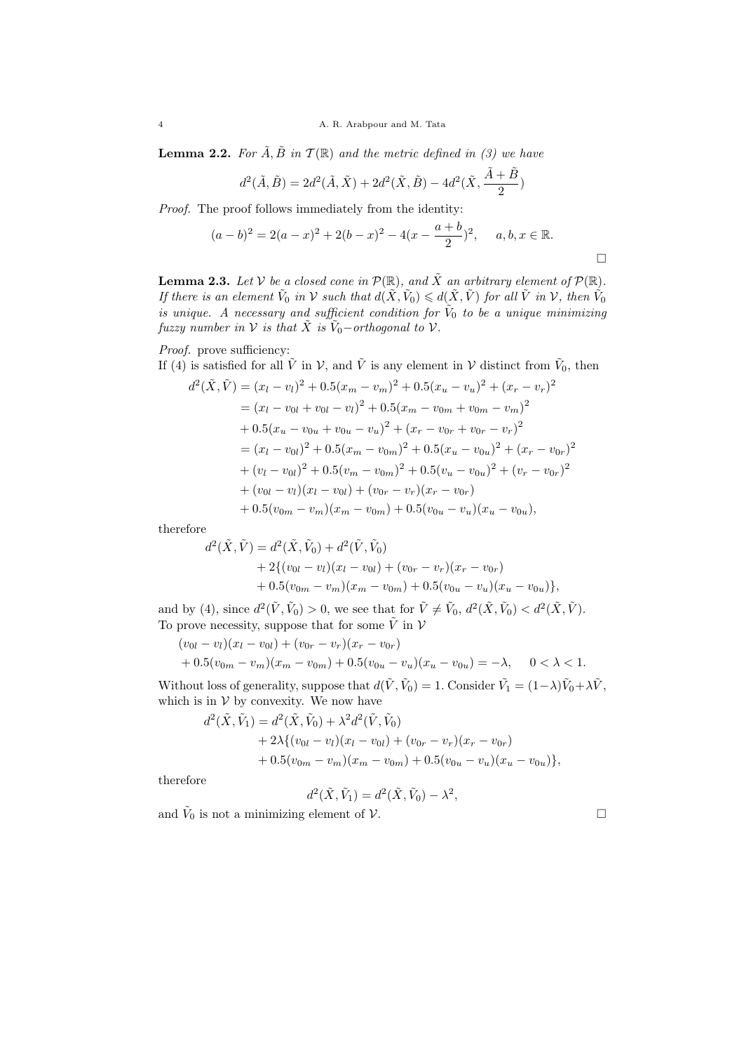**Lemma 2.2.** *For $\tilde{A}, \tilde{B}$ in $\mathcal{T}(\mathbb{R})$ and the metric defined in (3) we have*

$$d^2(\tilde{A}, \tilde{B}) = 2d^2(\tilde{A}, \tilde{X}) + 2d^2(\tilde{X}, \tilde{B}) - 4d^2(\tilde{X}, \frac{\tilde{A} + \tilde{B}}{2})$$

*Proof.* The proof follows immediately from the identity:

$$(a - b)^2 = 2(a - x)^2 + 2(b - x)^2 - 4(x - \frac{a + b}{2})^2, \quad a, b, x \in \mathbb{R}.$$

□

**Lemma 2.3.** *Let $\mathcal{V}$ be a closed cone in $\mathcal{P}(\mathbb{R})$, and $\tilde{X}$ an arbitrary element of $\mathcal{P}(\mathbb{R})$. If there is an element $\tilde{V}_0$ in $\mathcal{V}$ such that $d(\tilde{X}, \tilde{V}_0) \leqslant d(\tilde{X}, \tilde{V})$ for all $\tilde{V}$ in $\mathcal{V}$, then $\tilde{V}_0$ is unique. A necessary and sufficient condition for $\tilde{V}_0$ to be a unique minimizing fuzzy number in $\mathcal{V}$ is that $\tilde{X}$ is $\tilde{V}_0-$orthogonal to $\mathcal{V}$.*

*Proof.* prove sufficiency:
If (4) is satisfied for all $\tilde{V}$ in $\mathcal{V}$, and $\tilde{V}$ is any element in $\mathcal{V}$ distinct from $\tilde{V}_0$, then

$$\begin{aligned}
d^2(\tilde{X}, \tilde{V}) &= (x_l - v_l)^2 + 0.5(x_m - v_m)^2 + 0.5(x_u - v_u)^2 + (x_r - v_r)^2 \\
&= (x_l - v_{0l} + v_{0l} - v_l)^2 + 0.5(x_m - v_{0m} + v_{0m} - v_m)^2 \\
&+ 0.5(x_u - v_{0u} + v_{0u} - v_u)^2 + (x_r - v_{0r} + v_{0r} - v_r)^2 \\
&= (x_l - v_{0l})^2 + 0.5(x_m - v_{0m})^2 + 0.5(x_u - v_{0u})^2 + (x_r - v_{0r})^2 \\
&+ (v_l - v_{0l})^2 + 0.5(v_m - v_{0m})^2 + 0.5(v_u - v_{0u})^2 + (v_r - v_{0r})^2 \\
&+ (v_{0l} - v_l)(x_l - v_{0l}) + (v_{0r} - v_r)(x_r - v_{0r}) \\
&+ 0.5(v_{0m} - v_m)(x_m - v_{0m}) + 0.5(v_{0u} - v_u)(x_u - v_{0u}),
\end{aligned}$$

therefore

$$\begin{aligned}
d^2(\tilde{X}, \tilde{V}) &= d^2(\tilde{X}, \tilde{V}_0) + d^2(\tilde{V}, \tilde{V}_0) \\
&+ 2\{(v_{0l} - v_l)(x_l - v_{0l}) + (v_{0r} - v_r)(x_r - v_{0r}) \\
&+ 0.5(v_{0m} - v_m)(x_m - v_{0m}) + 0.5(v_{0u} - v_u)(x_u - v_{0u})\},
\end{aligned}$$

and by (4), since $d^2(\tilde{V}, \tilde{V}_0) > 0$, we see that for $\tilde{V} \neq \tilde{V}_0$, $d^2(\tilde{X}, \tilde{V}_0) < d^2(\tilde{X}, \tilde{V})$.
To prove necessity, suppose that for some $\tilde{V}$ in $\mathcal{V}$

$$\begin{aligned}
&(v_{0l} - v_l)(x_l - v_{0l}) + (v_{0r} - v_r)(x_r - v_{0r}) \\
&+ 0.5(v_{0m} - v_m)(x_m - v_{0m}) + 0.5(v_{0u} - v_u)(x_u - v_{0u}) = -\lambda, \quad 0 < \lambda < 1.
\end{aligned}$$

Without loss of generality, suppose that $d(\tilde{V}, \tilde{V}_0) = 1$. Consider $\tilde{V}_1 = (1-\lambda)\tilde{V}_0 + \lambda\tilde{V}$, which is in $\mathcal{V}$ by convexity. We now have

$$\begin{aligned}
d^2(\tilde{X}, \tilde{V}_1) &= d^2(\tilde{X}, \tilde{V}_0) + \lambda^2 d^2(\tilde{V}, \tilde{V}_0) \\
&+ 2\lambda\{(v_{0l} - v_l)(x_l - v_{0l}) + (v_{0r} - v_r)(x_r - v_{0r}) \\
&+ 0.5(v_{0m} - v_m)(x_m - v_{0m}) + 0.5(v_{0u} - v_u)(x_u - v_{0u})\},
\end{aligned}$$

therefore

$$d^2(\tilde{X}, \tilde{V}_1) = d^2(\tilde{X}, \tilde{V}_0) - \lambda^2,$$

and $\tilde{V}_0$ is not a minimizing element of $\mathcal{V}$. □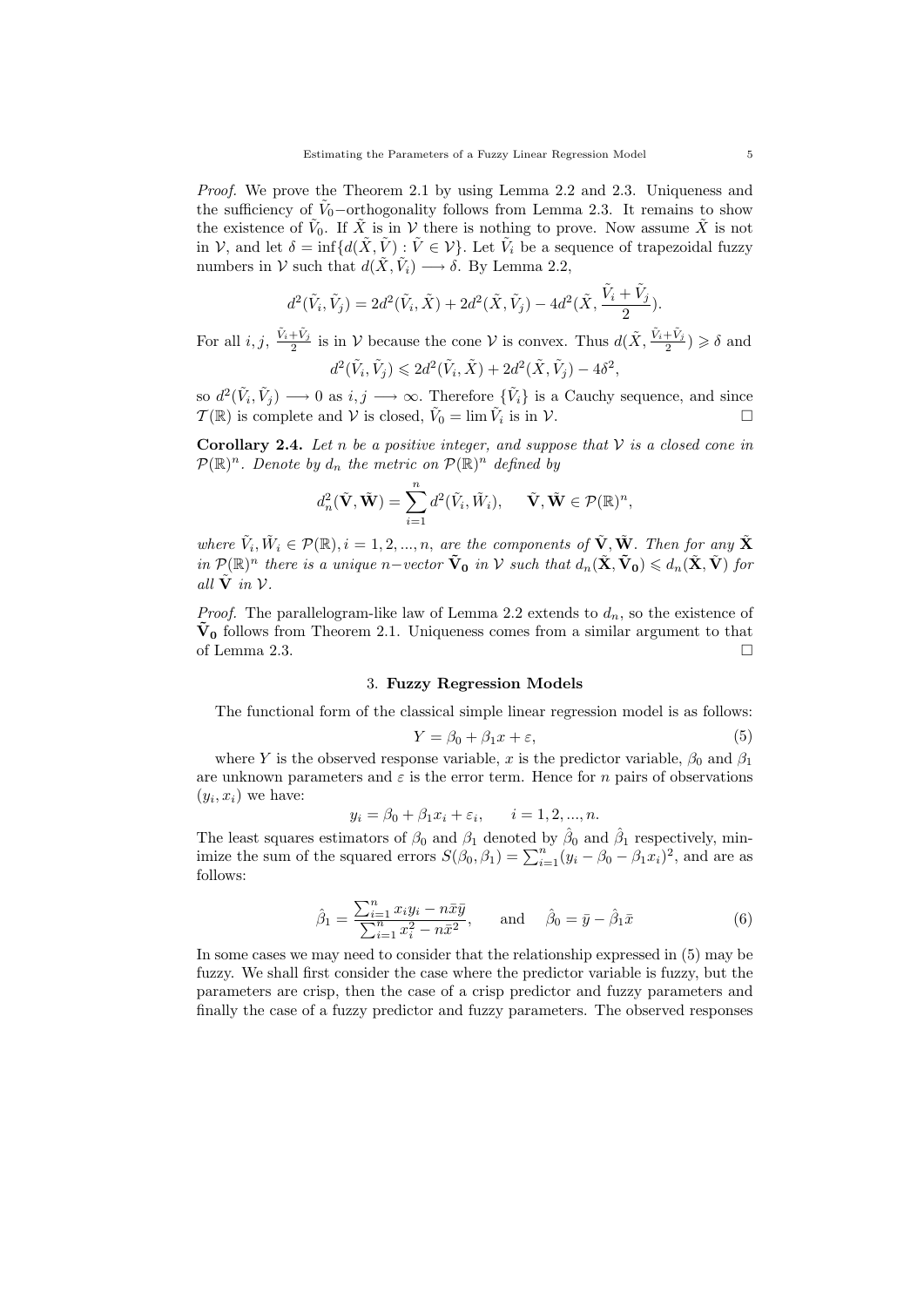*Proof.* We prove the Theorem 2.1 by using Lemma 2.2 and 2.3. Uniqueness and the sufficiency of $\tilde{V}_0$−orthogonality follows from Lemma 2.3. It remains to show the existence of $\tilde{V}_0$. If $\tilde{X}$ is in $\mathcal{V}$ there is nothing to prove. Now assume $\tilde{X}$ is not in $\mathcal{V}$, and let $\delta = \inf\{d(\tilde{X}, \tilde{V}) : \tilde{V} \in \mathcal{V}\}$. Let $\tilde{V}_i$ be a sequence of trapezoidal fuzzy numbers in $\mathcal{V}$ such that $d(\tilde{X}, \tilde{V}_i) \longrightarrow \delta$. By Lemma 2.2,

$$d^2(\tilde{V}_i, \tilde{V}_j) = 2d^2(\tilde{V}_i, \tilde{X}) + 2d^2(\tilde{X}, \tilde{V}_j) - 4d^2(\tilde{X}, \frac{\tilde{V}_i + \tilde{V}_j}{2}).$$

For all $i, j$, $\frac{\tilde{V}_i+\tilde{V}_j}{2}$ is in $\mathcal{V}$ because the cone $\mathcal{V}$ is convex. Thus $d(\tilde{X}, \frac{\tilde{V}_i+\tilde{V}_j}{2}) \geqslant \delta$ and

$$d^2(\tilde{V}_i, \tilde{V}_j) \leqslant 2d^2(\tilde{V}_i, \tilde{X}) + 2d^2(\tilde{X}, \tilde{V}_j) - 4\delta^2,$$

so $d^2(\tilde{V}_i, \tilde{V}_j) \longrightarrow 0$ as $i, j \longrightarrow \infty$. Therefore $\{\tilde{V}_i\}$ is a Cauchy sequence, and since $\mathcal{T}(\mathbb{R})$ is complete and $\mathcal{V}$ is closed, $\tilde{V}_0 = \lim \tilde{V}_i$ is in $\mathcal{V}$. □

**Corollary 2.4.** *Let $n$ be a positive integer, and suppose that $\mathcal{V}$ is a closed cone in $\mathcal{P}(\mathbb{R})^n$. Denote by $d_n$ the metric on $\mathcal{P}(\mathbb{R})^n$ defined by*

$$d_n^2(\tilde{\mathbf{V}}, \tilde{\mathbf{W}}) = \sum_{i=1}^{n} d^2(\tilde{V}_i, \tilde{W}_i), \qquad \tilde{\mathbf{V}}, \tilde{\mathbf{W}} \in \mathcal{P}(\mathbb{R})^n,$$

*where $\tilde{V}_i, \tilde{W}_i \in \mathcal{P}(\mathbb{R}), i = 1, 2, ..., n$, are the components of $\tilde{\mathbf{V}}, \tilde{\mathbf{W}}$. Then for any $\tilde{\mathbf{X}}$ in $\mathcal{P}(\mathbb{R})^n$ there is a unique $n-$vector $\tilde{\mathbf{V}}_\mathbf{0}$ in $\mathcal{V}$ such that $d_n(\tilde{\mathbf{X}}, \tilde{\mathbf{V}}_\mathbf{0}) \leqslant d_n(\tilde{\mathbf{X}}, \tilde{\mathbf{V}})$ for all $\tilde{\mathbf{V}}$ in $\mathcal{V}$.*

*Proof.* The parallelogram-like law of Lemma 2.2 extends to $d_n$, so the existence of $\tilde{\mathbf{V}}_\mathbf{0}$ follows from Theorem 2.1. Uniqueness comes from a similar argument to that of Lemma 2.3. □

## 3. Fuzzy Regression Models

The functional form of the classical simple linear regression model is as follows:

$$Y = \beta_0 + \beta_1 x + \varepsilon, \tag{5}$$

where $Y$ is the observed response variable, $x$ is the predictor variable, $\beta_0$ and $\beta_1$ are unknown parameters and $\varepsilon$ is the error term. Hence for $n$ pairs of observations $(y_i, x_i)$ we have:

$$y_i = \beta_0 + \beta_1 x_i + \varepsilon_i, \qquad i = 1, 2, ..., n.$$

The least squares estimators of $\beta_0$ and $\beta_1$ denoted by $\hat{\beta}_0$ and $\hat{\beta}_1$ respectively, minimize the sum of the squared errors $S(\beta_0, \beta_1) = \sum_{i=1}^{n}(y_i - \beta_0 - \beta_1 x_i)^2$, and are as follows:

$$\hat{\beta}_1 = \frac{\sum_{i=1}^{n} x_i y_i - n\bar{x}\bar{y}}{\sum_{i=1}^{n} x_i^2 - n\bar{x}^2}, \qquad \text{and} \qquad \hat{\beta}_0 = \bar{y} - \hat{\beta}_1 \bar{x} \tag{6}$$

In some cases we may need to consider that the relationship expressed in (5) may be fuzzy. We shall first consider the case where the predictor variable is fuzzy, but the parameters are crisp, then the case of a crisp predictor and fuzzy parameters and finally the case of a fuzzy predictor and fuzzy parameters. The observed responses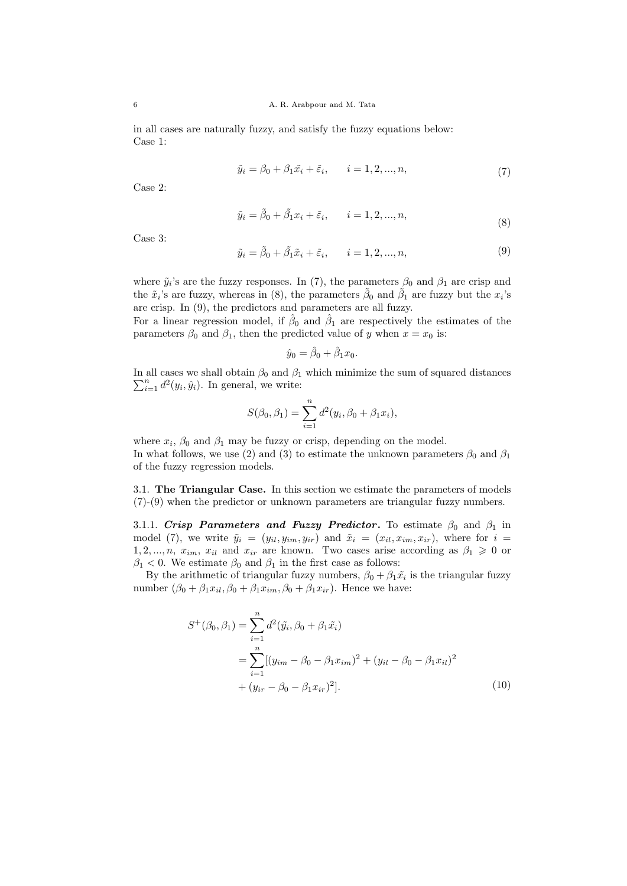in all cases are naturally fuzzy, and satisfy the fuzzy equations below:
Case 1:

$$\tilde{y}_i = \beta_0 + \beta_1 \tilde{x}_i + \tilde{\varepsilon}_i, \qquad i = 1, 2, ..., n, \tag{7}$$

Case 2:

$$\tilde{y}_i = \tilde{\beta}_0 + \tilde{\beta}_1 x_i + \tilde{\varepsilon}_i, \qquad i = 1, 2, ..., n, \tag{8}$$

Case 3:

$$\tilde{y}_i = \tilde{\beta}_0 + \tilde{\beta}_1 \tilde{x}_i + \tilde{\varepsilon}_i, \qquad i = 1, 2, ..., n, \tag{9}$$

where $\tilde{y}_i$'s are the fuzzy responses. In (7), the parameters $\beta_0$ and $\beta_1$ are crisp and the $\tilde{x}_i$'s are fuzzy, whereas in (8), the parameters $\tilde{\beta}_0$ and $\tilde{\beta}_1$ are fuzzy but the $x_i$'s are crisp. In (9), the predictors and parameters are all fuzzy.
For a linear regression model, if $\hat{\beta}_0$ and $\hat{\beta}_1$ are respectively the estimates of the parameters $\beta_0$ and $\beta_1$, then the predicted value of $y$ when $x = x_0$ is:

$$\hat{y}_0 = \hat{\beta}_0 + \hat{\beta}_1 x_0.$$

In all cases we shall obtain $\beta_0$ and $\beta_1$ which minimize the sum of squared distances $\sum_{i=1}^{n} d^2(y_i, \hat{y}_i)$. In general, we write:

$$S(\beta_0, \beta_1) = \sum_{i=1}^{n} d^2(y_i, \beta_0 + \beta_1 x_i),$$

where $x_i$, $\beta_0$ and $\beta_1$ may be fuzzy or crisp, depending on the model.
In what follows, we use (2) and (3) to estimate the unknown parameters $\beta_0$ and $\beta_1$ of the fuzzy regression models.

3.1. **The Triangular Case.** In this section we estimate the parameters of models (7)-(9) when the predictor or unknown parameters are triangular fuzzy numbers.

3.1.1. ***Crisp Parameters and Fuzzy Predictor.*** To estimate $\beta_0$ and $\beta_1$ in model (7), we write $\tilde{y}_i = (y_{il}, y_{im}, y_{ir})$ and $\tilde{x}_i = (x_{il}, x_{im}, x_{ir})$, where for $i = 1, 2, ..., n$, $x_{im}$, $x_{il}$ and $x_{ir}$ are known. Two cases arise according as $\beta_1 \geqslant 0$ or $\beta_1 < 0$. We estimate $\beta_0$ and $\beta_1$ in the first case as follows:

By the arithmetic of triangular fuzzy numbers, $\beta_0 + \beta_1 \tilde{x}_i$ is the triangular fuzzy number $(\beta_0 + \beta_1 x_{il}, \beta_0 + \beta_1 x_{im}, \beta_0 + \beta_1 x_{ir})$. Hence we have:

$$\begin{aligned} S^{+}(\beta_0, \beta_1) &= \sum_{i=1}^{n} d^2(\tilde{y}_i, \beta_0 + \beta_1 \tilde{x}_i) \\ &= \sum_{i=1}^{n} [(y_{im} - \beta_0 - \beta_1 x_{im})^2 + (y_{il} - \beta_0 - \beta_1 x_{il})^2 \\ &+ (y_{ir} - \beta_0 - \beta_1 x_{ir})^2]. \end{aligned} \tag{10}$$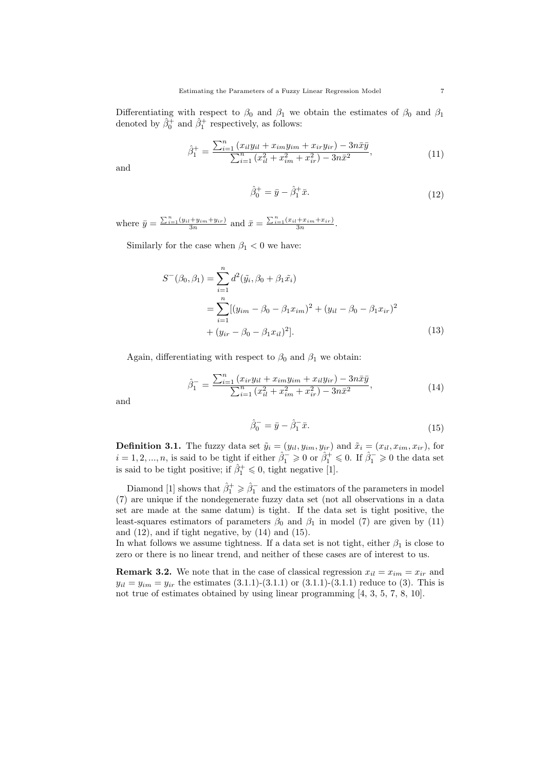Differentiating with respect to $\beta_0$ and $\beta_1$ we obtain the estimates of $\beta_0$ and $\beta_1$ denoted by $\hat{\beta}_0^+$ and $\hat{\beta}_1^+$ respectively, as follows:

$$\hat{\beta}_1^+ = \frac{\sum_{i=1}^n (x_{il}y_{il} + x_{im}y_{im} + x_{ir}y_{ir}) - 3n\bar{x}\bar{y}}{\sum_{i=1}^n (x_{il}^2 + x_{im}^2 + x_{ir}^2) - 3n\bar{x}^2}, \tag{11}$$

and

$$\hat{\beta}_0^+ = \bar{y} - \hat{\beta}_1^+ \bar{x}. \tag{12}$$

where $\bar{y} = \frac{\sum_{i=1}^n (y_{il}+y_{im}+y_{ir})}{3n}$ and $\bar{x} = \frac{\sum_{i=1}^n (x_{il}+x_{im}+x_{ir})}{3n}$.

Similarly for the case when $\beta_1 < 0$ we have:

$$\begin{aligned} S^-(\beta_0, \beta_1) &= \sum_{i=1}^n d^2(\tilde{y}_i, \beta_0 + \beta_1 \tilde{x}_i) \\ &= \sum_{i=1}^n [(y_{im} - \beta_0 - \beta_1 x_{im})^2 + (y_{il} - \beta_0 - \beta_1 x_{ir})^2 \\ &\quad + (y_{ir} - \beta_0 - \beta_1 x_{il})^2]. \end{aligned} \tag{13}$$

Again, differentiating with respect to $\beta_0$ and $\beta_1$ we obtain:

$$\hat{\beta}_1^- = \frac{\sum_{i=1}^n (x_{ir}y_{il} + x_{im}y_{im} + x_{il}y_{ir}) - 3n\bar{x}\bar{y}}{\sum_{i=1}^n (x_{il}^2 + x_{im}^2 + x_{ir}^2) - 3n\bar{x}^2}, \tag{14}$$

and

$$\hat{\beta}_0^- = \bar{y} - \hat{\beta}_1^- \bar{x}. \tag{15}$$

**Definition 3.1.** The fuzzy data set $\tilde{y}_i = (y_{il}, y_{im}, y_{ir})$ and $\tilde{x}_i = (x_{il}, x_{im}, x_{ir})$, for $i = 1, 2, ..., n$, is said to be tight if either $\hat{\beta}_1^- \geqslant 0$ or $\hat{\beta}_1^+ \leqslant 0$. If $\hat{\beta}_1^- \geqslant 0$ the data set is said to be tight positive; if $\hat{\beta}_1^+ \leqslant 0$, tight negative [1].

Diamond [1] shows that $\hat{\beta}_1^+ \geqslant \hat{\beta}_1^-$ and the estimators of the parameters in model (7) are unique if the nondegenerate fuzzy data set (not all observations in a data set are made at the same datum) is tight. If the data set is tight positive, the least-squares estimators of parameters $\beta_0$ and $\beta_1$ in model (7) are given by (11) and (12), and if tight negative, by (14) and (15).
In what follows we assume tightness. If a data set is not tight, either $\beta_1$ is close to zero or there is no linear trend, and neither of these cases are of interest to us.

**Remark 3.2.** We note that in the case of classical regression $x_{il} = x_{im} = x_{ir}$ and $y_{il} = y_{im} = y_{ir}$ the estimates (3.1.1)-(3.1.1) or (3.1.1)-(3.1.1) reduce to (3). This is not true of estimates obtained by using linear programming [4, 3, 5, 7, 8, 10].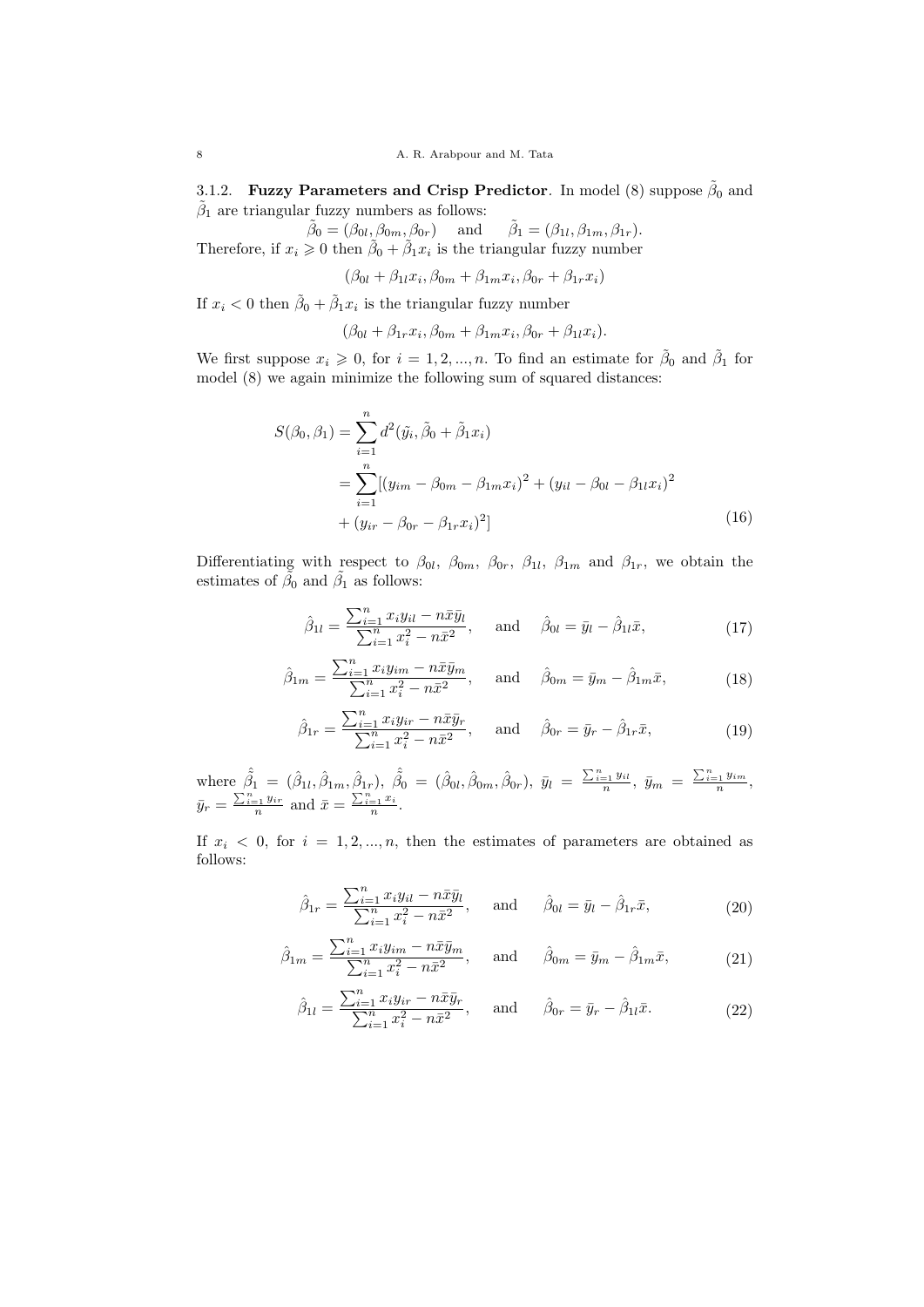#### 3.1.2. **Fuzzy Parameters and Crisp Predictor**.

In model (8) suppose $\tilde{\beta}_0$ and $\tilde{\beta}_1$ are triangular fuzzy numbers as follows:

$$\tilde{\beta}_0 = (\beta_{0l}, \beta_{0m}, \beta_{0r}) \quad \text{and} \quad \tilde{\beta}_1 = (\beta_{1l}, \beta_{1m}, \beta_{1r}).$$

Therefore, if $x_i \geqslant 0$ then $\tilde{\beta}_0 + \tilde{\beta}_1 x_i$ is the triangular fuzzy number

$$(\beta_{0l} + \beta_{1l}x_i, \beta_{0m} + \beta_{1m}x_i, \beta_{0r} + \beta_{1r}x_i)$$

If $x_i < 0$ then $\tilde{\beta}_0 + \tilde{\beta}_1 x_i$ is the triangular fuzzy number

$$(\beta_{0l} + \beta_{1r}x_i, \beta_{0m} + \beta_{1m}x_i, \beta_{0r} + \beta_{1l}x_i).$$

We first suppose $x_i \geqslant 0$, for $i = 1, 2, ..., n$. To find an estimate for $\tilde{\beta}_0$ and $\tilde{\beta}_1$ for model (8) we again minimize the following sum of squared distances:

$$\begin{aligned} S(\beta_0, \beta_1) &= \sum_{i=1}^{n} d^2(\tilde{y}_i, \tilde{\beta}_0 + \tilde{\beta}_1 x_i) \\ &= \sum_{i=1}^{n} [(y_{im} - \beta_{0m} - \beta_{1m}x_i)^2 + (y_{il} - \beta_{0l} - \beta_{1l}x_i)^2 \\ &\quad + (y_{ir} - \beta_{0r} - \beta_{1r}x_i)^2] \end{aligned} \tag{16}$$

Differentiating with respect to $\beta_{0l}$, $\beta_{0m}$, $\beta_{0r}$, $\beta_{1l}$, $\beta_{1m}$ and $\beta_{1r}$, we obtain the estimates of $\tilde{\beta}_0$ and $\tilde{\beta}_1$ as follows:

$$\hat{\beta}_{1l} = \frac{\sum_{i=1}^{n} x_i y_{il} - n\bar{x}\bar{y}_l}{\sum_{i=1}^{n} x_i^2 - n\bar{x}^2}, \quad \text{and} \quad \hat{\beta}_{0l} = \bar{y}_l - \hat{\beta}_{1l}\bar{x}, \tag{17}$$

$$\hat{\beta}_{1m} = \frac{\sum_{i=1}^{n} x_i y_{im} - n\bar{x}\bar{y}_m}{\sum_{i=1}^{n} x_i^2 - n\bar{x}^2}, \quad \text{and} \quad \hat{\beta}_{0m} = \bar{y}_m - \hat{\beta}_{1m}\bar{x}, \tag{18}$$

$$\hat{\beta}_{1r} = \frac{\sum_{i=1}^{n} x_i y_{ir} - n\bar{x}\bar{y}_r}{\sum_{i=1}^{n} x_i^2 - n\bar{x}^2}, \quad \text{and} \quad \hat{\beta}_{0r} = \bar{y}_r - \hat{\beta}_{1r}\bar{x}, \tag{19}$$

where $\hat{\tilde{\beta}}_1 = (\hat{\beta}_{1l}, \hat{\beta}_{1m}, \hat{\beta}_{1r})$, $\hat{\tilde{\beta}}_0 = (\hat{\beta}_{0l}, \hat{\beta}_{0m}, \hat{\beta}_{0r})$, $\bar{y}_l = \frac{\sum_{i=1}^{n} y_{il}}{n}$, $\bar{y}_m = \frac{\sum_{i=1}^{n} y_{im}}{n}$, $\bar{y}_r = \frac{\sum_{i=1}^{n} y_{ir}}{n}$ and $\bar{x} = \frac{\sum_{i=1}^{n} x_i}{n}$.

If $x_i < 0$, for $i = 1, 2, ..., n$, then the estimates of parameters are obtained as follows:

$$\hat{\beta}_{1r} = \frac{\sum_{i=1}^{n} x_i y_{il} - n\bar{x}\bar{y}_l}{\sum_{i=1}^{n} x_i^2 - n\bar{x}^2}, \quad \text{and} \quad \hat{\beta}_{0l} = \bar{y}_l - \hat{\beta}_{1r}\bar{x}, \tag{20}$$

$$\hat{\beta}_{1m} = \frac{\sum_{i=1}^{n} x_i y_{im} - n\bar{x}\bar{y}_m}{\sum_{i=1}^{n} x_i^2 - n\bar{x}^2}, \quad \text{and} \quad \hat{\beta}_{0m} = \bar{y}_m - \hat{\beta}_{1m}\bar{x}, \tag{21}$$

$$\hat{\beta}_{1l} = \frac{\sum_{i=1}^{n} x_i y_{ir} - n\bar{x}\bar{y}_r}{\sum_{i=1}^{n} x_i^2 - n\bar{x}^2}, \quad \text{and} \quad \hat{\beta}_{0r} = \bar{y}_r - \hat{\beta}_{1l}\bar{x}. \tag{22}$$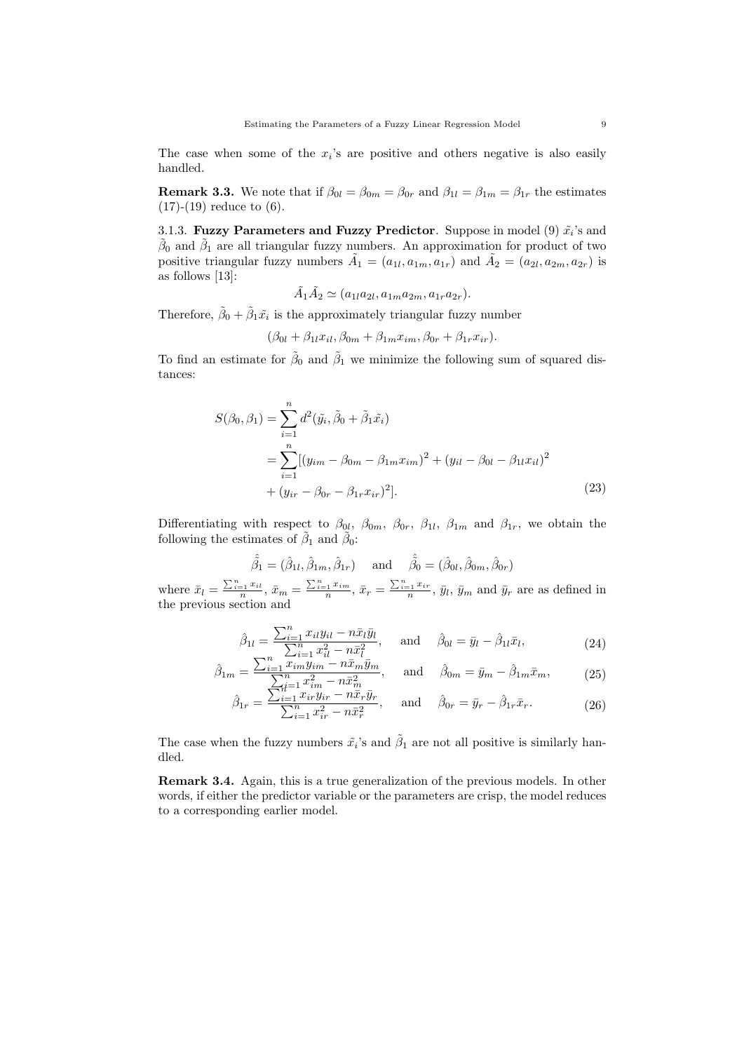The case when some of the $x_i$'s are positive and others negative is also easily handled.

**Remark 3.3.** We note that if $\beta_{0l} = \beta_{0m} = \beta_{0r}$ and $\beta_{1l} = \beta_{1m} = \beta_{1r}$ the estimates (17)-(19) reduce to (6).

3.1.3. **Fuzzy Parameters and Fuzzy Predictor**. Suppose in model (9) $\tilde{x_i}$'s and $\tilde{\beta}_0$ and $\tilde{\beta}_1$ are all triangular fuzzy numbers. An approximation for product of two positive triangular fuzzy numbers $\tilde{A_1} = (a_{1l}, a_{1m}, a_{1r})$ and $\tilde{A_2} = (a_{2l}, a_{2m}, a_{2r})$ is as follows [13]:

$$\tilde{A_1}\tilde{A_2} \simeq (a_{1l}a_{2l}, a_{1m}a_{2m}, a_{1r}a_{2r}).$$

Therefore, $\tilde{\beta}_0 + \tilde{\beta}_1\tilde{x_i}$ is the approximately triangular fuzzy number

$$(\beta_{0l} + \beta_{1l}x_{il}, \beta_{0m} + \beta_{1m}x_{im}, \beta_{0r} + \beta_{1r}x_{ir}).$$

To find an estimate for $\tilde{\beta}_0$ and $\tilde{\beta}_1$ we minimize the following sum of squared distances:

$$\begin{aligned} S(\beta_0, \beta_1) &= \sum_{i=1}^{n} d^2(\tilde{y_i}, \tilde{\beta}_0 + \tilde{\beta}_1\tilde{x_i}) \\ &= \sum_{i=1}^{n} [(y_{im} - \beta_{0m} - \beta_{1m}x_{im})^2 + (y_{il} - \beta_{0l} - \beta_{1l}x_{il})^2 \\ &\quad + (y_{ir} - \beta_{0r} - \beta_{1r}x_{ir})^2]. \end{aligned} \tag{23}$$

Differentiating with respect to $\beta_{0l}$, $\beta_{0m}$, $\beta_{0r}$, $\beta_{1l}$, $\beta_{1m}$ and $\beta_{1r}$, we obtain the following the estimates of $\tilde{\beta}_1$ and $\tilde{\beta}_0$:

$$\hat{\tilde{\beta}}_1 = (\hat{\beta}_{1l}, \hat{\beta}_{1m}, \hat{\beta}_{1r}) \quad \text{and} \quad \hat{\tilde{\beta}}_0 = (\hat{\beta}_{0l}, \hat{\beta}_{0m}, \hat{\beta}_{0r})$$

where $\bar{x}_l = \frac{\sum_{i=1}^n x_{il}}{n}$, $\bar{x}_m = \frac{\sum_{i=1}^n x_{im}}{n}$, $\bar{x}_r = \frac{\sum_{i=1}^n x_{ir}}{n}$, $\bar{y}_l$, $\bar{y}_m$ and $\bar{y}_r$ are as defined in the previous section and

$$\hat{\beta}_{1l} = \frac{\sum_{i=1}^n x_{il}y_{il} - n\bar{x}_l\bar{y}_l}{\sum_{i=1}^n x_{il}^2 - n\bar{x}_l^2}, \quad \text{and} \quad \hat{\beta}_{0l} = \bar{y}_l - \hat{\beta}_{1l}\bar{x}_l, \tag{24}$$

$$\hat{\beta}_{1m} = \frac{\sum_{i=1}^n x_{im}y_{im} - n\bar{x}_m\bar{y}_m}{\sum_{i=1}^n x_{im}^2 - n\bar{x}_m^2}, \quad \text{and} \quad \hat{\beta}_{0m} = \bar{y}_m - \hat{\beta}_{1m}\bar{x}_m, \tag{25}$$

$$\hat{\beta}_{1r} = \frac{\sum_{i=1}^n x_{ir}y_{ir} - n\bar{x}_r\bar{y}_r}{\sum_{i=1}^n x_{ir}^2 - n\bar{x}_r^2}, \quad \text{and} \quad \hat{\beta}_{0r} = \bar{y}_r - \hat{\beta}_{1r}\bar{x}_r. \tag{26}$$

The case when the fuzzy numbers $\tilde{x_i}$'s and $\tilde{\beta}_1$ are not all positive is similarly handled.

**Remark 3.4.** Again, this is a true generalization of the previous models. In other words, if either the predictor variable or the parameters are crisp, the model reduces to a corresponding earlier model.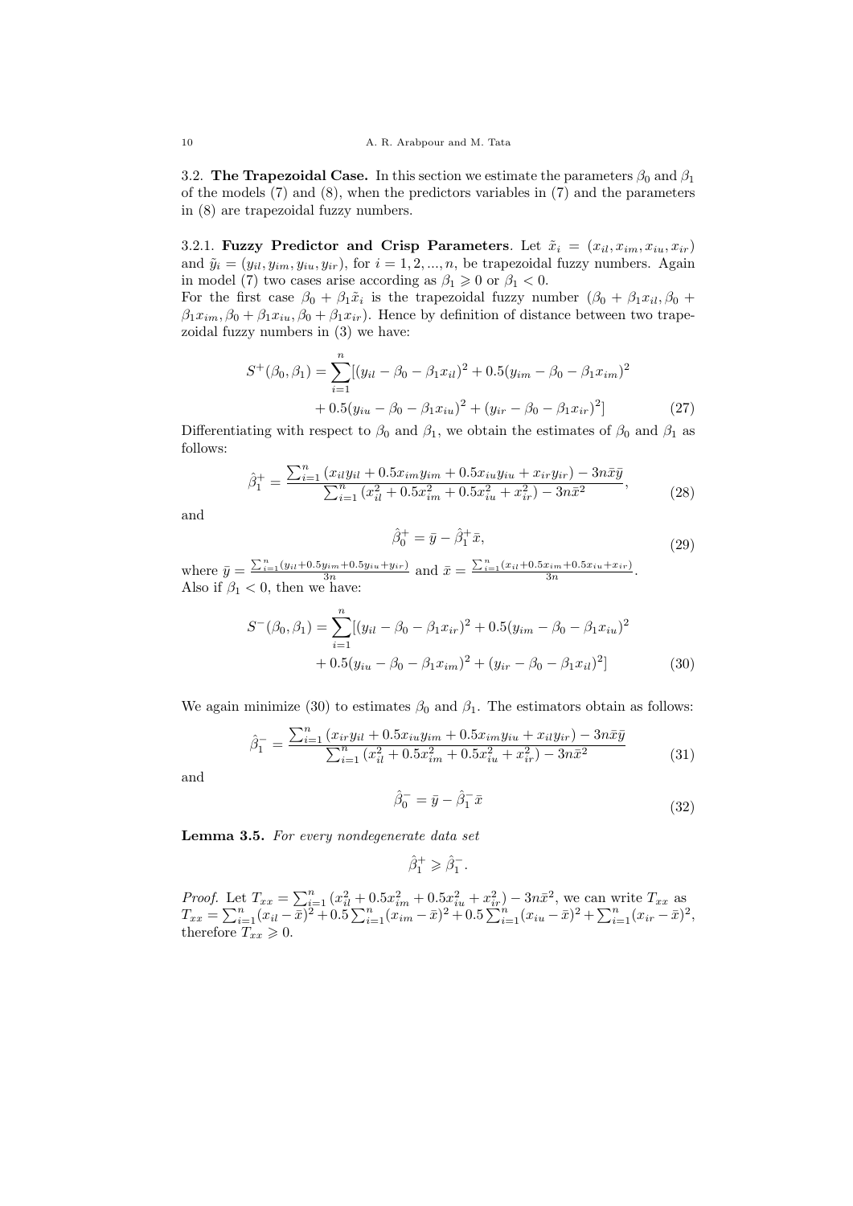3.2. **The Trapezoidal Case.** In this section we estimate the parameters $\beta_0$ and $\beta_1$ of the models (7) and (8), when the predictors variables in (7) and the parameters in (8) are trapezoidal fuzzy numbers.

3.2.1. **Fuzzy Predictor and Crisp Parameters**. Let $\tilde{x}_i = (x_{il}, x_{im}, x_{iu}, x_{ir})$ and $\tilde{y}_i = (y_{il}, y_{im}, y_{iu}, y_{ir})$, for $i = 1, 2, ..., n$, be trapezoidal fuzzy numbers. Again in model (7) two cases arise according as $\beta_1 \geqslant 0$ or $\beta_1 < 0$.
For the first case $\beta_0 + \beta_1\tilde{x}_i$ is the trapezoidal fuzzy number $(\beta_0 + \beta_1 x_{il}, \beta_0 + \beta_1 x_{im}, \beta_0 + \beta_1 x_{iu}, \beta_0 + \beta_1 x_{ir})$. Hence by definition of distance between two trapezoidal fuzzy numbers in (3) we have:

$$S^+(\beta_0, \beta_1) = \sum_{i=1}^{n} [(y_{il} - \beta_0 - \beta_1 x_{il})^2 + 0.5(y_{im} - \beta_0 - \beta_1 x_{im})^2 + 0.5(y_{iu} - \beta_0 - \beta_1 x_{iu})^2 + (y_{ir} - \beta_0 - \beta_1 x_{ir})^2] \tag{27}$$

Differentiating with respect to $\beta_0$ and $\beta_1$, we obtain the estimates of $\beta_0$ and $\beta_1$ as follows:

$$\hat{\beta}_1^+ = \frac{\sum_{i=1}^{n} (x_{il}y_{il} + 0.5x_{im}y_{im} + 0.5x_{iu}y_{iu} + x_{ir}y_{ir}) - 3n\bar{x}\bar{y}}{\sum_{i=1}^{n} (x_{il}^2 + 0.5x_{im}^2 + 0.5x_{iu}^2 + x_{ir}^2) - 3n\bar{x}^2}, \tag{28}$$

and

$$\hat{\beta}_0^+ = \bar{y} - \hat{\beta}_1^+ \bar{x}, \tag{29}$$

where $\bar{y} = \frac{\sum_{i=1}^{n}(y_{il} + 0.5y_{im} + 0.5y_{iu} + y_{ir})}{3n}$ and $\bar{x} = \frac{\sum_{i=1}^{n}(x_{il} + 0.5x_{im} + 0.5x_{iu} + x_{ir})}{3n}$.
Also if $\beta_1 < 0$, then we have:

$$S^-(\beta_0, \beta_1) = \sum_{i=1}^{n} [(y_{il} - \beta_0 - \beta_1 x_{ir})^2 + 0.5(y_{im} - \beta_0 - \beta_1 x_{iu})^2 + 0.5(y_{iu} - \beta_0 - \beta_1 x_{im})^2 + (y_{ir} - \beta_0 - \beta_1 x_{il})^2] \tag{30}$$

We again minimize (30) to estimates $\beta_0$ and $\beta_1$. The estimators obtain as follows:

$$\hat{\beta}_1^- = \frac{\sum_{i=1}^{n} (x_{ir}y_{il} + 0.5x_{iu}y_{im} + 0.5x_{im}y_{iu} + x_{il}y_{ir}) - 3n\bar{x}\bar{y}}{\sum_{i=1}^{n} (x_{il}^2 + 0.5x_{im}^2 + 0.5x_{iu}^2 + x_{ir}^2) - 3n\bar{x}^2} \tag{31}$$

and

$$\hat{\beta}_0^- = \bar{y} - \hat{\beta}_1^- \bar{x} \tag{32}$$

**Lemma 3.5.** *For every nondegenerate data set*

$$\hat{\beta}_1^+ \geqslant \hat{\beta}_1^-.$$

*Proof.* Let $T_{xx} = \sum_{i=1}^{n} (x_{il}^2 + 0.5x_{im}^2 + 0.5x_{iu}^2 + x_{ir}^2) - 3n\bar{x}^2$, we can write $T_{xx}$ as $T_{xx} = \sum_{i=1}^{n}(x_{il} - \bar{x})^2 + 0.5\sum_{i=1}^{n}(x_{im} - \bar{x})^2 + 0.5\sum_{i=1}^{n}(x_{iu} - \bar{x})^2 + \sum_{i=1}^{n}(x_{ir} - \bar{x})^2$, therefore $T_{xx} \geqslant 0$.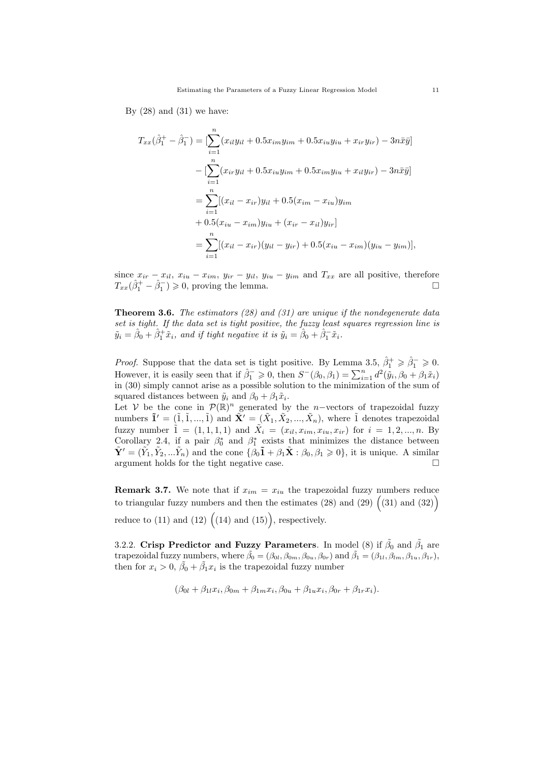By (28) and (31) we have:

$$
\begin{aligned}
T_{xx}(\hat{\beta}_1^+ - \hat{\beta}_1^-) &= [\sum_{i=1}^{n}(x_{il}y_{il} + 0.5x_{im}y_{im} + 0.5x_{iu}y_{iu} + x_{ir}y_{ir}) - 3n\bar{x}\bar{y}] \\
&\quad - [\sum_{i=1}^{n}(x_{ir}y_{il} + 0.5x_{iu}y_{im} + 0.5x_{im}y_{iu} + x_{il}y_{ir}) - 3n\bar{x}\bar{y}] \\
&= \sum_{i=1}^{n}[(x_{il} - x_{ir})y_{il} + 0.5(x_{im} - x_{iu})y_{im} \\
&\quad + 0.5(x_{iu} - x_{im})y_{iu} + (x_{ir} - x_{il})y_{ir}] \\
&= \sum_{i=1}^{n}[(x_{il} - x_{ir})(y_{il} - y_{ir}) + 0.5(x_{iu} - x_{im})(y_{iu} - y_{im})],
\end{aligned}
$$

since $x_{ir} - x_{il}$, $x_{iu} - x_{im}$, $y_{ir} - y_{il}$, $y_{iu} - y_{im}$ and $T_{xx}$ are all positive, therefore $T_{xx}(\hat{\beta}_1^+ - \hat{\beta}_1^-) \geqslant 0$, proving the lemma. □

**Theorem 3.6.** *The estimators (28) and (31) are unique if the nondegenerate data set is tight. If the data set is tight positive, the fuzzy least squares regression line is* $\tilde{y}_i = \hat{\beta}_0 + \hat{\beta}_1^+ \tilde{x}_i$*, and if tight negative it is* $\tilde{y}_i = \hat{\beta}_0 + \hat{\beta}_1^- \tilde{x}_i$*.*

*Proof.* Suppose that the data set is tight positive. By Lemma 3.5, $\hat{\beta}_1^+ \geqslant \hat{\beta}_1^- \geqslant 0$. However, it is easily seen that if $\hat{\beta}_1^- \geqslant 0$, then $S^-(\beta_0, \beta_1) = \sum_{i=1}^{n} d^2(\tilde{y}_i, \beta_0 + \beta_1 \tilde{x}_i)$ in (30) simply cannot arise as a possible solution to the minimization of the sum of squared distances between $\tilde{y}_i$ and $\beta_0 + \beta_1 \tilde{x}_i$.
Let $\mathcal{V}$ be the cone in $\mathcal{P}(\mathbb{R})^n$ generated by the $n-$vectors of trapezoidal fuzzy numbers $\tilde{\mathbf{1}}' = (\tilde{1}, \tilde{1}, ..., \tilde{1})$ and $\tilde{\mathbf{X}}' = (\tilde{X}_1, \tilde{X}_2, ..., \tilde{X}_n)$, where $\tilde{1}$ denotes trapezoidal fuzzy number $\tilde{1} = (1, 1, 1, 1)$ and $\tilde{X}_i = (x_{il}, x_{im}, x_{iu}, x_{ir})$ for $i = 1, 2, ..., n$. By Corollary 2.4, if a pair $\beta_0^*$ and $\beta_1^*$ exists that minimizes the distance between $\tilde{\mathbf{Y}}' = (\tilde{Y}_1, \tilde{Y}_2, ...\tilde{Y}_n)$ and the cone $\{\beta_0 \tilde{\mathbf{1}} + \beta_1 \tilde{\mathbf{X}} : \beta_0, \beta_1 \geqslant 0\}$, it is unique. A similar argument holds for the tight negative case. □

**Remark 3.7.** We note that if $x_{im} = x_{iu}$ the trapezoidal fuzzy numbers reduce to triangular fuzzy numbers and then the estimates (28) and (29) $\Big($(31) and (32)$\Big)$ reduce to (11) and (12) $\Big($(14) and (15)$\Big)$, respectively.

3.2.2. **Crisp Predictor and Fuzzy Parameters**. In model (8) if $\tilde{\beta}_0$ and $\tilde{\beta}_1$ are trapezoidal fuzzy numbers, where $\tilde{\beta}_0 = (\beta_{0l}, \beta_{0m}, \beta_{0u}, \beta_{0r})$ and $\tilde{\beta}_1 = (\beta_{1l}, \beta_{lm}, \beta_{1u}, \beta_{1r})$, then for $x_i > 0$, $\tilde{\beta}_0 + \tilde{\beta}_1 x_i$ is the trapezoidal fuzzy number

$$(\beta_{0l} + \beta_{1l}x_i, \beta_{0m} + \beta_{1m}x_i, \beta_{0u} + \beta_{1u}x_i, \beta_{0r} + \beta_{1r}x_i).$$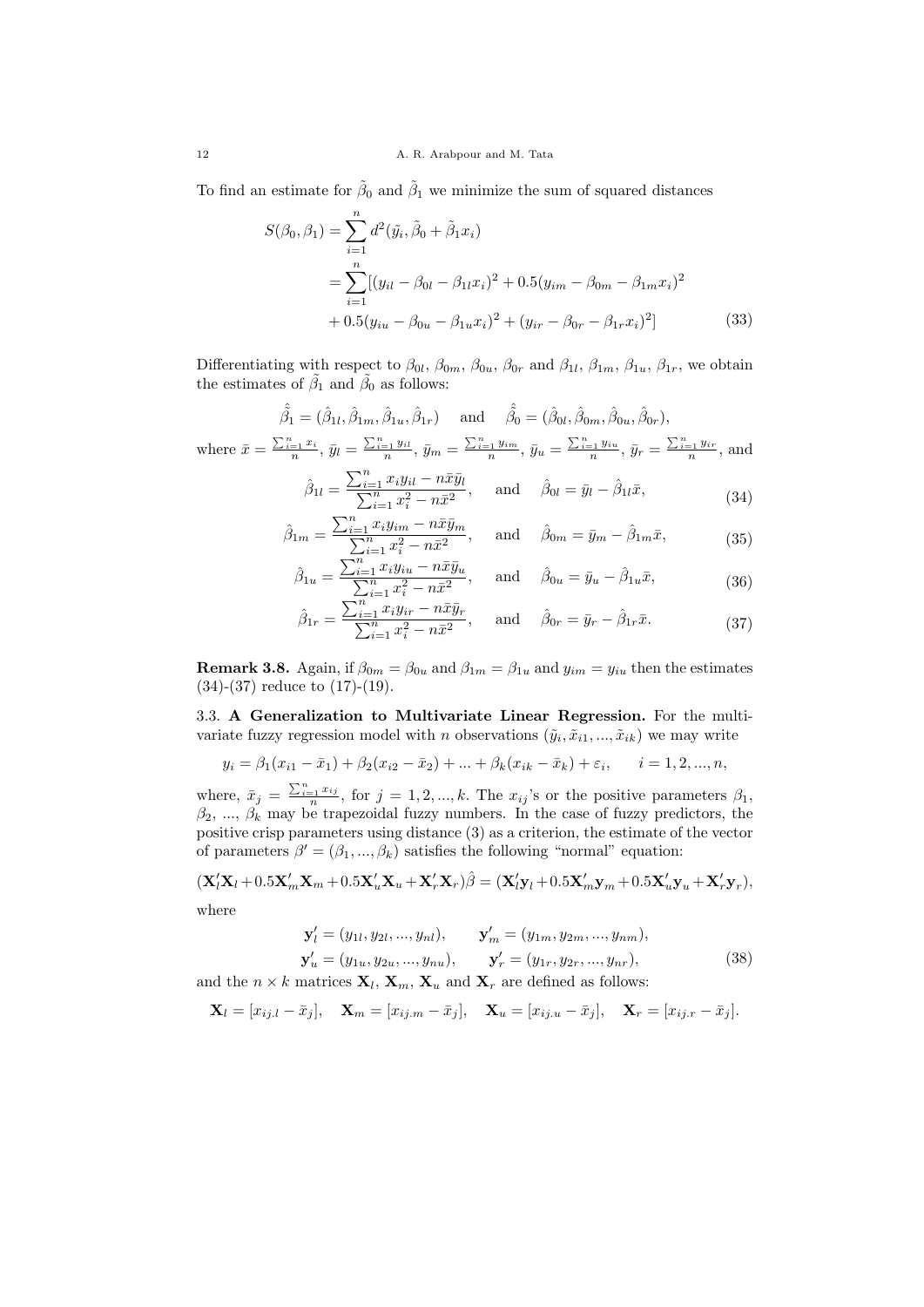To find an estimate for $\tilde{\beta}_0$ and $\tilde{\beta}_1$ we minimize the sum of squared distances

$$
\begin{aligned}
S(\beta_0, \beta_1) &= \sum_{i=1}^{n} d^2(\tilde{y_i}, \tilde{\beta}_0 + \tilde{\beta}_1 x_i) \\
&= \sum_{i=1}^{n} [(y_{il} - \beta_{0l} - \beta_{1l} x_i)^2 + 0.5(y_{im} - \beta_{0m} - \beta_{1m} x_i)^2 \\
&\quad + 0.5(y_{iu} - \beta_{0u} - \beta_{1u} x_i)^2 + (y_{ir} - \beta_{0r} - \beta_{1r} x_i)^2]
\end{aligned} \tag{33}
$$

Differentiating with respect to $\beta_{0l}$, $\beta_{0m}$, $\beta_{0u}$, $\beta_{0r}$ and $\beta_{1l}$, $\beta_{1m}$, $\beta_{1u}$, $\beta_{1r}$, we obtain the estimates of $\tilde{\beta_1}$ and $\tilde{\beta_0}$ as follows:

$$
\hat{\tilde{\beta}}_1 = (\hat{\beta}_{1l}, \hat{\beta}_{1m}, \hat{\beta}_{1u}, \hat{\beta}_{1r}) \quad \text{and} \quad \hat{\tilde{\beta}}_0 = (\hat{\beta}_{0l}, \hat{\beta}_{0m}, \hat{\beta}_{0u}, \hat{\beta}_{0r}),
$$

where $\bar{x} = \frac{\sum_{i=1}^n x_i}{n}$, $\bar{y}_l = \frac{\sum_{i=1}^n y_{il}}{n}$, $\bar{y}_m = \frac{\sum_{i=1}^n y_{im}}{n}$, $\bar{y}_u = \frac{\sum_{i=1}^n y_{iu}}{n}$, $\bar{y}_r = \frac{\sum_{i=1}^n y_{ir}}{n}$, and

$$
\hat{\beta}_{1l} = \frac{\sum_{i=1}^n x_i y_{il} - n\bar{x}\bar{y}_l}{\sum_{i=1}^n x_i^2 - n\bar{x}^2}, \quad \text{and} \quad \hat{\beta}_{0l} = \bar{y}_l - \hat{\beta}_{1l}\bar{x}, \tag{34}
$$

$$
\hat{\beta}_{1m} = \frac{\sum_{i=1}^n x_i y_{im} - n\bar{x}\bar{y}_m}{\sum_{i=1}^n x_i^2 - n\bar{x}^2}, \quad \text{and} \quad \hat{\beta}_{0m} = \bar{y}_m - \hat{\beta}_{1m}\bar{x}, \tag{35}
$$

$$
\hat{\beta}_{1u} = \frac{\sum_{i=1}^n x_i y_{iu} - n\bar{x}\bar{y}_u}{\sum_{i=1}^n x_i^2 - n\bar{x}^2}, \quad \text{and} \quad \hat{\beta}_{0u} = \bar{y}_u - \hat{\beta}_{1u}\bar{x}, \tag{36}
$$

$$
\hat{\beta}_{1r} = \frac{\sum_{i=1}^n x_i y_{ir} - n\bar{x}\bar{y}_r}{\sum_{i=1}^n x_i^2 - n\bar{x}^2}, \quad \text{and} \quad \hat{\beta}_{0r} = \bar{y}_r - \hat{\beta}_{1r}\bar{x}. \tag{37}
$$

**Remark 3.8.** Again, if $\beta_{0m} = \beta_{0u}$ and $\beta_{1m} = \beta_{1u}$ and $y_{im} = y_{iu}$ then the estimates (34)-(37) reduce to (17)-(19).

3.3. **A Generalization to Multivariate Linear Regression.** For the multivariate fuzzy regression model with $n$ observations $(\tilde{y}_i, \tilde{x}_{i1}, ..., \tilde{x}_{ik})$ we may write

$$
y_i = \beta_1(x_{i1} - \bar{x}_1) + \beta_2(x_{i2} - \bar{x}_2) + ... + \beta_k(x_{ik} - \bar{x}_k) + \varepsilon_i, \qquad i = 1, 2, ..., n,
$$

where, $\bar{x}_j = \frac{\sum_{i=1}^n x_{ij}}{n}$, for $j = 1, 2, ..., k$. The $x_{ij}$'s or the positive parameters $\beta_1$, $\beta_2$, ..., $\beta_k$ may be trapezoidal fuzzy numbers. In the case of fuzzy predictors, the positive crisp parameters using distance (3) as a criterion, the estimate of the vector of parameters $\beta' = (\beta_1, ..., \beta_k)$ satisfies the following "normal" equation:

$$
(\mathbf{X}_l'\mathbf{X}_l + 0.5\mathbf{X}_m'\mathbf{X}_m + 0.5\mathbf{X}_u'\mathbf{X}_u + \mathbf{X}_r'\mathbf{X}_r)\hat{\beta} = (\mathbf{X}_l'\mathbf{y}_l + 0.5\mathbf{X}_m'\mathbf{y}_m + 0.5\mathbf{X}_u'\mathbf{y}_u + \mathbf{X}_r'\mathbf{y}_r),
$$

where

$$
\begin{aligned}
\mathbf{y}_l' &= (y_{1l}, y_{2l}, ..., y_{nl}), \qquad \mathbf{y}_m' = (y_{1m}, y_{2m}, ..., y_{nm}), \\
\mathbf{y}_u' &= (y_{1u}, y_{2u}, ..., y_{nu}), \qquad \mathbf{y}_r' = (y_{1r}, y_{2r}, ..., y_{nr}),
\end{aligned} \tag{38}
$$

and the $n \times k$ matrices $\mathbf{X}_l$, $\mathbf{X}_m$, $\mathbf{X}_u$ and $\mathbf{X}_r$ are defined as follows:

$$
\mathbf{X}_l = [x_{ij.l} - \bar{x}_j], \quad \mathbf{X}_m = [x_{ij.m} - \bar{x}_j], \quad \mathbf{X}_u = [x_{ij.u} - \bar{x}_j], \quad \mathbf{X}_r = [x_{ij.r} - \bar{x}_j].
$$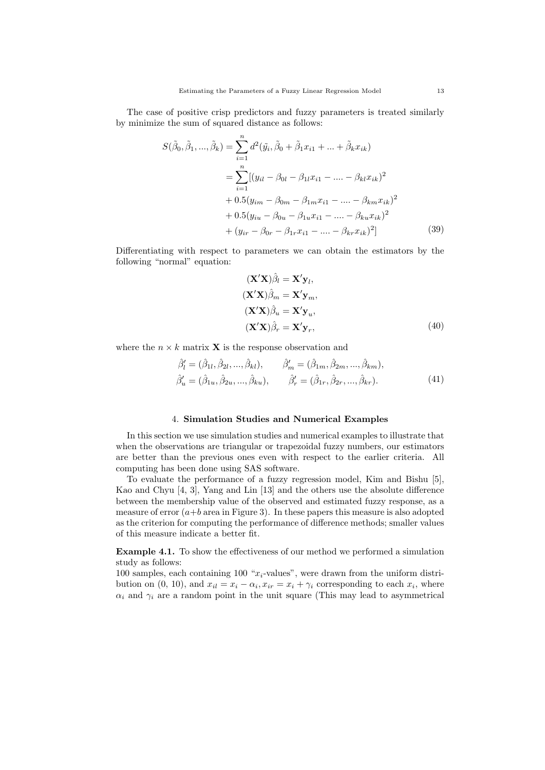The case of positive crisp predictors and fuzzy parameters is treated similarly by minimize the sum of squared distance as follows:

$$
\begin{aligned}
S(\tilde{\beta}_0, \tilde{\beta}_1, ..., \tilde{\beta}_k) &= \sum_{i=1}^{n} d^2(\tilde{y}_i, \tilde{\beta}_0 + \tilde{\beta}_1 x_{i1} + ... + \tilde{\beta}_k x_{ik}) \\
&= \sum_{i=1}^{n} [(y_{il} - \beta_{0l} - \beta_{1l} x_{i1} - .... - \beta_{kl} x_{ik})^2 \\
&+ 0.5(y_{im} - \beta_{0m} - \beta_{1m} x_{i1} - .... - \beta_{km} x_{ik})^2 \\
&+ 0.5(y_{iu} - \beta_{0u} - \beta_{1u} x_{i1} - .... - \beta_{ku} x_{ik})^2 \\
&+ (y_{ir} - \beta_{0r} - \beta_{1r} x_{i1} - .... - \beta_{kr} x_{ik})^2]
\end{aligned} \tag{39}
$$

Differentiating with respect to parameters we can obtain the estimators by the following "normal" equation:

$$
\begin{aligned}
(\mathbf{X}'\mathbf{X})\hat{\beta}_l &= \mathbf{X}'\mathbf{y}_l, \\
(\mathbf{X}'\mathbf{X})\hat{\beta}_m &= \mathbf{X}'\mathbf{y}_m, \\
(\mathbf{X}'\mathbf{X})\hat{\beta}_u &= \mathbf{X}'\mathbf{y}_u, \\
(\mathbf{X}'\mathbf{X})\hat{\beta}_r &= \mathbf{X}'\mathbf{y}_r,
\end{aligned} \tag{40}
$$

where the $n \times k$ matrix $\mathbf{X}$ is the response observation and

$$
\begin{aligned}
\hat{\beta}'_l &= (\hat{\beta}_{1l}, \hat{\beta}_{2l}, ..., \hat{\beta}_{kl}), \qquad \hat{\beta}'_m = (\hat{\beta}_{1m}, \hat{\beta}_{2m}, ..., \hat{\beta}_{km}), \\
\hat{\beta}'_u &= (\hat{\beta}_{1u}, \hat{\beta}_{2u}, ..., \hat{\beta}_{ku}), \qquad \hat{\beta}'_r = (\hat{\beta}_{1r}, \hat{\beta}_{2r}, ..., \hat{\beta}_{kr}).
\end{aligned} \tag{41}
$$

## 4. Simulation Studies and Numerical Examples

In this section we use simulation studies and numerical examples to illustrate that when the observations are triangular or trapezoidal fuzzy numbers, our estimators are better than the previous ones even with respect to the earlier criteria. All computing has been done using SAS software.

To evaluate the performance of a fuzzy regression model, Kim and Bishu [5], Kao and Chyu [4, 3], Yang and Lin [13] and the others use the absolute difference between the membership value of the observed and estimated fuzzy response, as a measure of error ($a$+$b$ area in Figure 3). In these papers this measure is also adopted as the criterion for computing the performance of difference methods; smaller values of this measure indicate a better fit.

**Example 4.1.** To show the effectiveness of our method we performed a simulation study as follows:
100 samples, each containing 100 "$x_i$-values", were drawn from the uniform distribution on (0, 10), and $x_{il} = x_i - \alpha_i, x_{ir} = x_i + \gamma_i$ corresponding to each $x_i$, where $\alpha_i$ and $\gamma_i$ are a random point in the unit square (This may lead to asymmetrical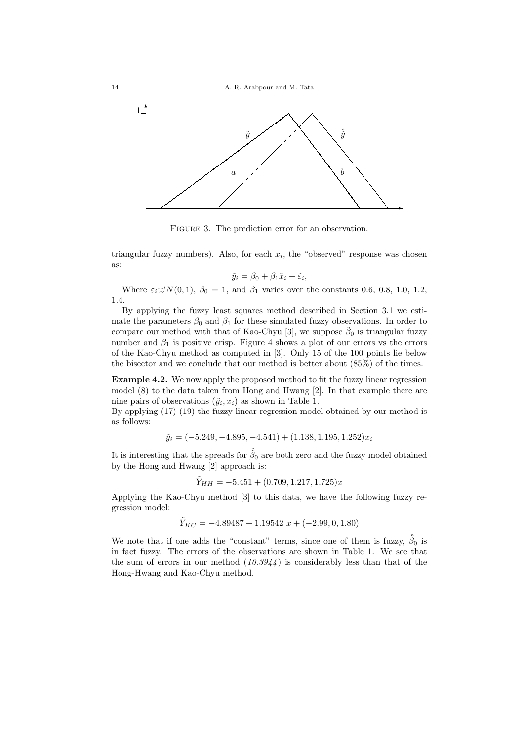FIGURE 3. The prediction error for an observation.

triangular fuzzy numbers). Also, for each $x_i$, the "observed" response was chosen as:

$$\tilde{y}_i = \beta_0 + \beta_1 \tilde{x}_i + \tilde{\varepsilon}_i,$$

Where $\varepsilon_i \overset{iid}{\sim} N(0,1)$, $\beta_0 = 1$, and $\beta_1$ varies over the constants 0.6, 0.8, 1.0, 1.2, 1.4.

By applying the fuzzy least squares method described in Section 3.1 we estimate the parameters $\beta_0$ and $\beta_1$ for these simulated fuzzy observations. In order to compare our method with that of Kao-Chyu [3], we suppose $\tilde{\beta}_0$ is triangular fuzzy number and $\beta_1$ is positive crisp. Figure 4 shows a plot of our errors vs the errors of the Kao-Chyu method as computed in [3]. Only 15 of the 100 points lie below the bisector and we conclude that our method is better about (85%) of the times.

**Example 4.2.** We now apply the proposed method to fit the fuzzy linear regression model (8) to the data taken from Hong and Hwang [2]. In that example there are nine pairs of observations $(\tilde{y}_i, x_i)$ as shown in Table 1.

By applying (17)-(19) the fuzzy linear regression model obtained by our method is as follows:

$$\tilde{y}_i = (-5.249, -4.895, -4.541) + (1.138, 1.195, 1.252)x_i$$

It is interesting that the spreads for $\hat{\tilde{\beta}}_0$ are both zero and the fuzzy model obtained by the Hong and Hwang [2] approach is:

$$\tilde{Y}_{HH} = -5.451 + (0.709, 1.217, 1.725)x$$

Applying the Kao-Chyu method [3] to this data, we have the following fuzzy regression model:

$$\tilde{Y}_{KC} = -4.89487 + 1.19542\ x + (-2.99, 0, 1.80)$$

We note that if one adds the "constant" terms, since one of them is fuzzy, $\hat{\tilde{\beta}}_0$ is in fact fuzzy. The errors of the observations are shown in Table 1. We see that the sum of errors in our method (*10.3944*) is considerably less than that of the Hong-Hwang and Kao-Chyu method.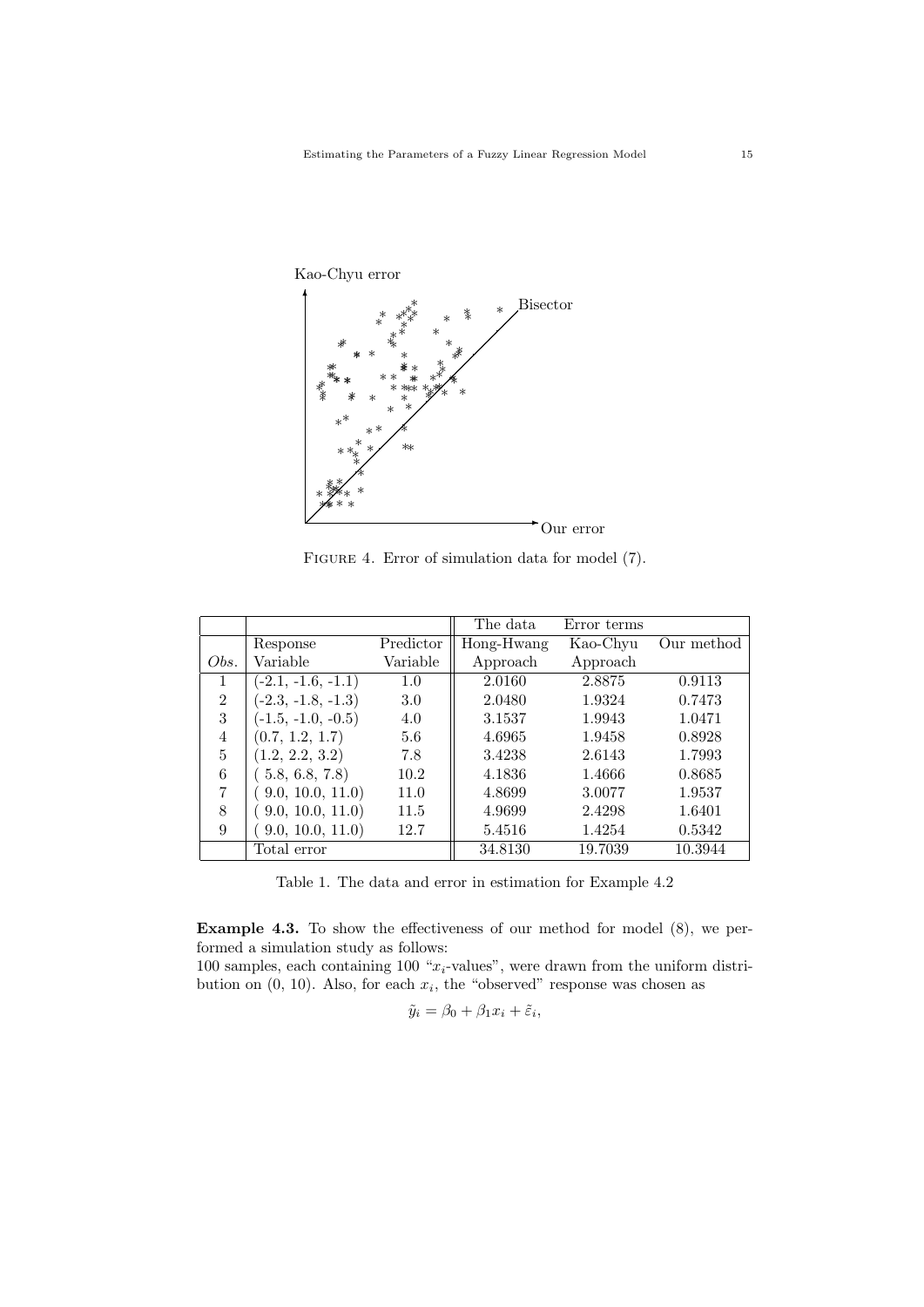FIGURE 4. Error of simulation data for model (7).

| | | | The data | Error terms | |
|---|---|---|---|---|---|
| | Response | Predictor | Hong-Hwang | Kao-Chyu | Our method |
| *Obs.* | Variable | Variable | Approach | Approach | |
| 1 | (-2.1, -1.6, -1.1) | 1.0 | 2.0160 | 2.8875 | 0.9113 |
| 2 | (-2.3, -1.8, -1.3) | 3.0 | 2.0480 | 1.9324 | 0.7473 |
| 3 | (-1.5, -1.0, -0.5) | 4.0 | 3.1537 | 1.9943 | 1.0471 |
| 4 | (0.7, 1.2, 1.7) | 5.6 | 4.6965 | 1.9458 | 0.8928 |
| 5 | (1.2, 2.2, 3.2) | 7.8 | 3.4238 | 2.6143 | 1.7993 |
| 6 | ( 5.8, 6.8, 7.8) | 10.2 | 4.1836 | 1.4666 | 0.8685 |
| 7 | ( 9.0, 10.0, 11.0) | 11.0 | 4.8699 | 3.0077 | 1.9537 |
| 8 | ( 9.0, 10.0, 11.0) | 11.5 | 4.9699 | 2.4298 | 1.6401 |
| 9 | ( 9.0, 10.0, 11.0) | 12.7 | 5.4516 | 1.4254 | 0.5342 |
| | Total error | | 34.8130 | 19.7039 | 10.3944 |

Table 1. The data and error in estimation for Example 4.2

**Example 4.3.** To show the effectiveness of our method for model (8), we performed a simulation study as follows:
100 samples, each containing 100 "$x_i$-values", were drawn from the uniform distribution on (0, 10). Also, for each $x_i$, the "observed" response was chosen as

$$\tilde{y}_i = \beta_0 + \beta_1 x_i + \tilde{\varepsilon}_i,$$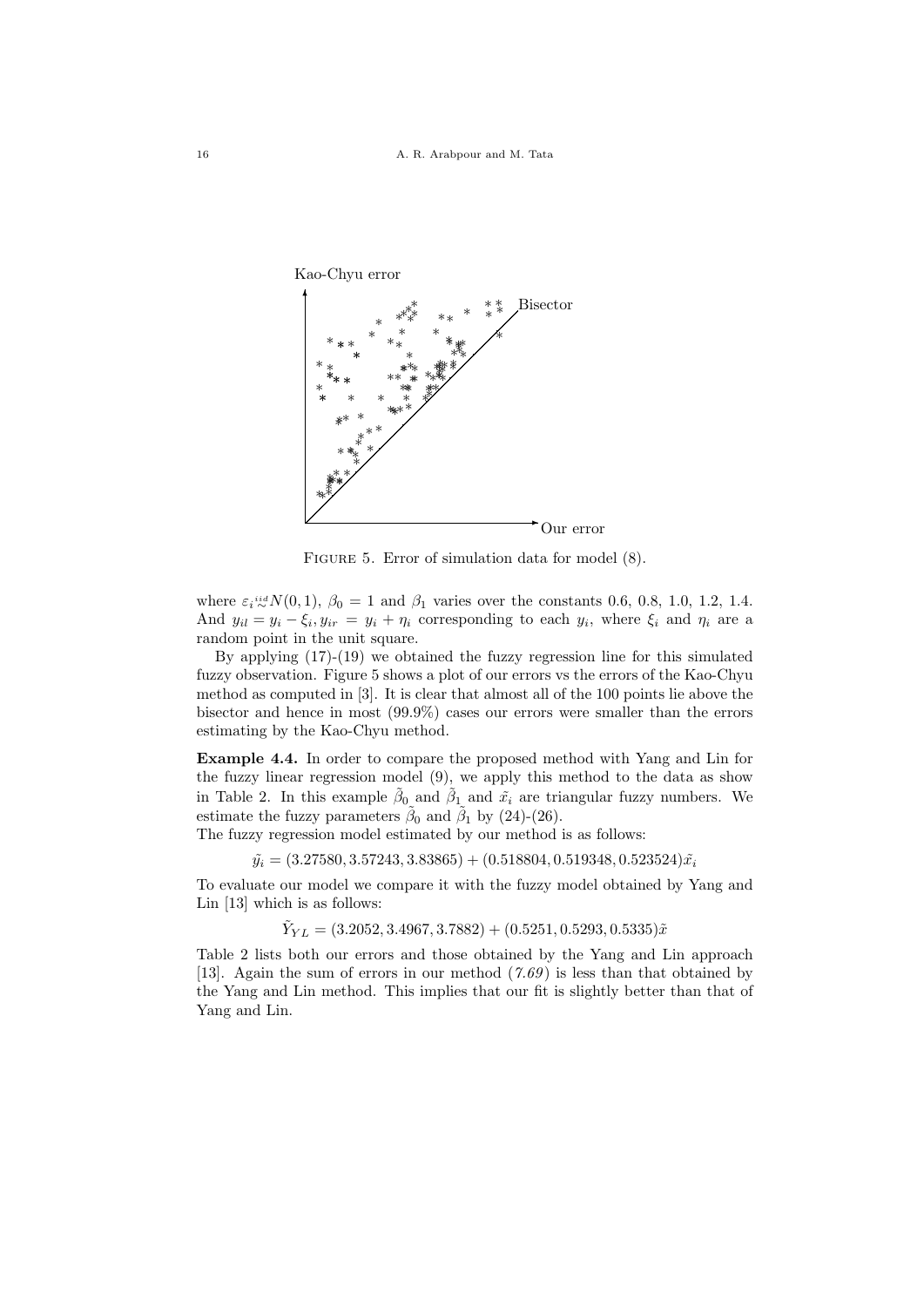Kao-Chyu error

Bisector

Our error

FIGURE 5. Error of simulation data for model (8).

where $\varepsilon_i \overset{iid}{\sim} N(0,1)$, $\beta_0 = 1$ and $\beta_1$ varies over the constants 0.6, 0.8, 1.0, 1.2, 1.4. And $y_{il} = y_i - \xi_i, y_{ir} = y_i + \eta_i$ corresponding to each $y_i$, where $\xi_i$ and $\eta_i$ are a random point in the unit square.

By applying (17)-(19) we obtained the fuzzy regression line for this simulated fuzzy observation. Figure 5 shows a plot of our errors vs the errors of the Kao-Chyu method as computed in [3]. It is clear that almost all of the 100 points lie above the bisector and hence in most (99.9%) cases our errors were smaller than the errors estimating by the Kao-Chyu method.

**Example 4.4.** In order to compare the proposed method with Yang and Lin for the fuzzy linear regression model (9), we apply this method to the data as show in Table 2. In this example $\tilde{\beta}_0$ and $\tilde{\beta}_1$ and $\tilde{x}_i$ are triangular fuzzy numbers. We estimate the fuzzy parameters $\tilde{\beta}_0$ and $\tilde{\beta}_1$ by (24)-(26).
The fuzzy regression model estimated by our method is as follows:

$$\tilde{y}_i = (3.27580, 3.57243, 3.83865) + (0.518804, 0.519348, 0.523524)\tilde{x}_i$$

To evaluate our model we compare it with the fuzzy model obtained by Yang and Lin [13] which is as follows:

$$\tilde{Y}_{YL} = (3.2052, 3.4967, 3.7882) + (0.5251, 0.5293, 0.5335)\tilde{x}$$

Table 2 lists both our errors and those obtained by the Yang and Lin approach [13]. Again the sum of errors in our method (*7.69*) is less than that obtained by the Yang and Lin method. This implies that our fit is slightly better than that of Yang and Lin.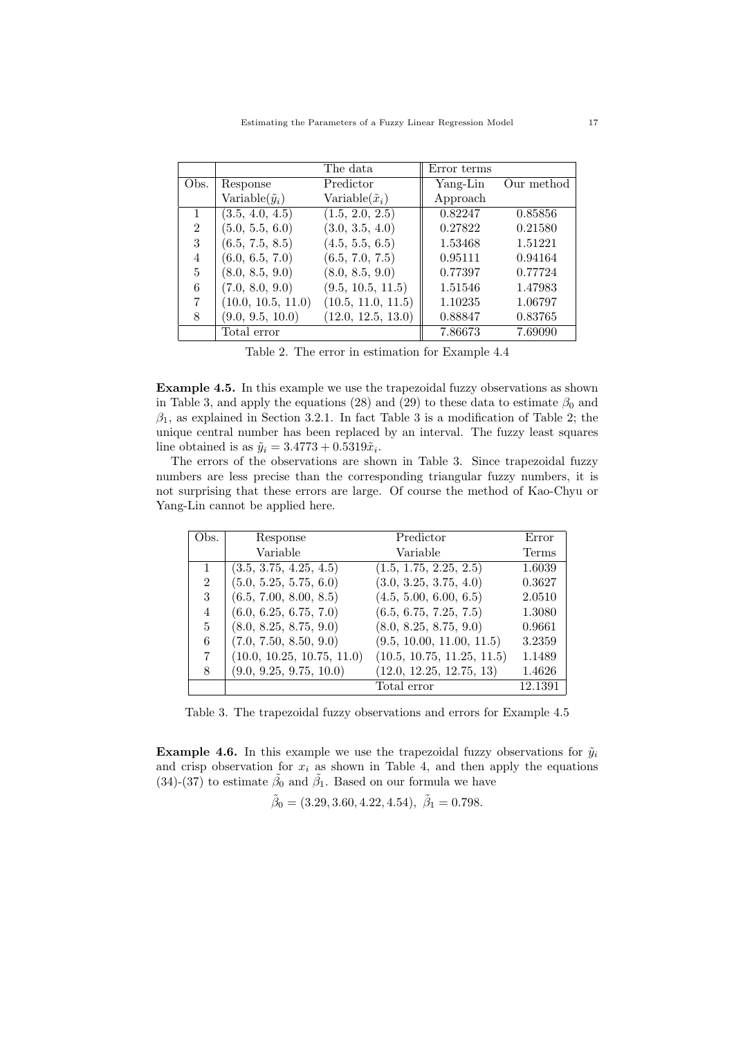|  | The data |  | Error terms |  |
|---|---|---|---|---|
| Obs. | Response Variable($\tilde{y}_i$) | Predictor Variable($\tilde{x}_i$) | Yang-Lin Approach | Our method |
| 1 | (3.5, 4.0, 4.5) | (1.5, 2.0, 2.5) | 0.82247 | 0.85856 |
| 2 | (5.0, 5.5, 6.0) | (3.0, 3.5, 4.0) | 0.27822 | 0.21580 |
| 3 | (6.5, 7.5, 8.5) | (4.5, 5.5, 6.5) | 1.53468 | 1.51221 |
| 4 | (6.0, 6.5, 7.0) | (6.5, 7.0, 7.5) | 0.95111 | 0.94164 |
| 5 | (8.0, 8.5, 9.0) | (8.0, 8.5, 9.0) | 0.77397 | 0.77724 |
| 6 | (7.0, 8.0, 9.0) | (9.5, 10.5, 11.5) | 1.51546 | 1.47983 |
| 7 | (10.0, 10.5, 11.0) | (10.5, 11.0, 11.5) | 1.10235 | 1.06797 |
| 8 | (9.0, 9.5, 10.0) | (12.0, 12.5, 13.0) | 0.88847 | 0.83765 |
|  | Total error |  | 7.86673 | 7.69090 |

Table 2. The error in estimation for Example 4.4

**Example 4.5.** In this example we use the trapezoidal fuzzy observations as shown in Table 3, and apply the equations (28) and (29) to these data to estimate $\beta_0$ and $\beta_1$, as explained in Section 3.2.1. In fact Table 3 is a modification of Table 2; the unique central number has been replaced by an interval. The fuzzy least squares line obtained is as $\tilde{y}_i = 3.4773 + 0.5319\tilde{x}_i$.

The errors of the observations are shown in Table 3. Since trapezoidal fuzzy numbers are less precise than the corresponding triangular fuzzy numbers, it is not surprising that these errors are large. Of course the method of Kao-Chyu or Yang-Lin cannot be applied here.

| Obs. | Response Variable | Predictor Variable | Error Terms |
|---|---|---|---|
| 1 | (3.5, 3.75, 4.25, 4.5) | (1.5, 1.75, 2.25, 2.5) | 1.6039 |
| 2 | (5.0, 5.25, 5.75, 6.0) | (3.0, 3.25, 3.75, 4.0) | 0.3627 |
| 3 | (6.5, 7.00, 8.00, 8.5) | (4.5, 5.00, 6.00, 6.5) | 2.0510 |
| 4 | (6.0, 6.25, 6.75, 7.0) | (6.5, 6.75, 7.25, 7.5) | 1.3080 |
| 5 | (8.0, 8.25, 8.75, 9.0) | (8.0, 8.25, 8.75, 9.0) | 0.9661 |
| 6 | (7.0, 7.50, 8.50, 9.0) | (9.5, 10.00, 11.00, 11.5) | 3.2359 |
| 7 | (10.0, 10.25, 10.75, 11.0) | (10.5, 10.75, 11.25, 11.5) | 1.1489 |
| 8 | (9.0, 9.25, 9.75, 10.0) | (12.0, 12.25, 12.75, 13) | 1.4626 |
|  |  | Total error | 12.1391 |

Table 3. The trapezoidal fuzzy observations and errors for Example 4.5

**Example 4.6.** In this example we use the trapezoidal fuzzy observations for $\tilde{y}_i$ and crisp observation for $x_i$ as shown in Table 4, and then apply the equations (34)-(37) to estimate $\tilde{\beta}_0$ and $\tilde{\beta}_1$. Based on our formula we have

$$\tilde{\beta}_0 = (3.29, 3.60, 4.22, 4.54), \;\; \tilde{\beta}_1 = 0.798.$$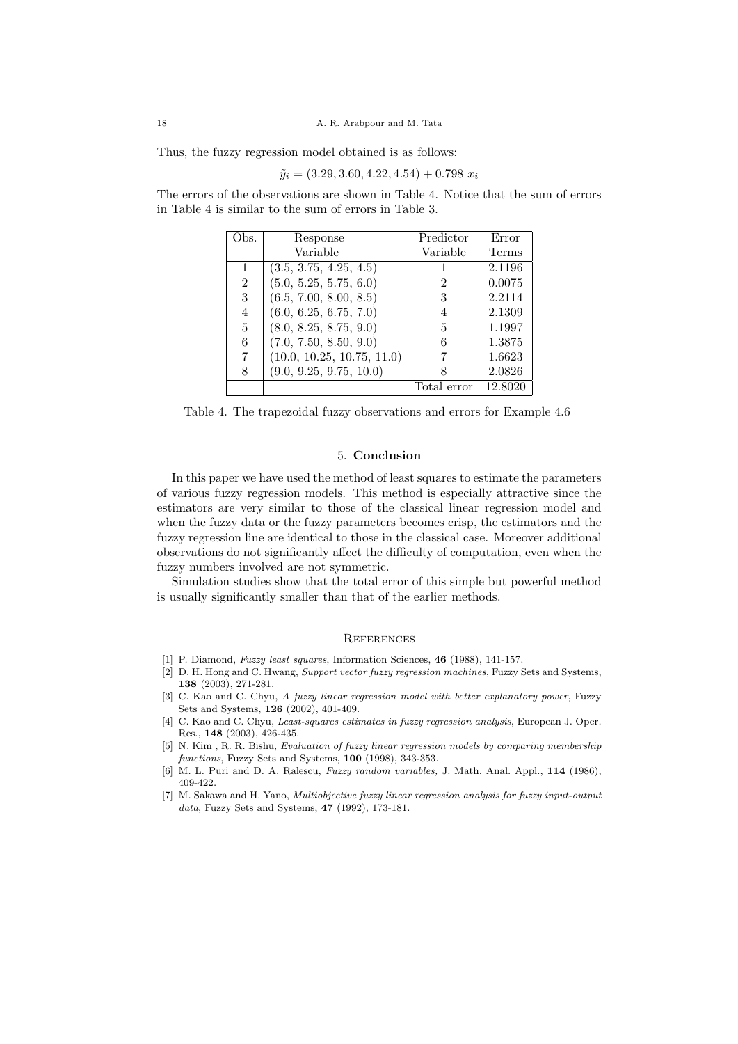Thus, the fuzzy regression model obtained is as follows:

$$\tilde{y}_i = (3.29, 3.60, 4.22, 4.54) + 0.798 \ x_i$$

The errors of the observations are shown in Table 4. Notice that the sum of errors in Table 4 is similar to the sum of errors in Table 3.

| Obs. | Response Variable | Predictor Variable | Error Terms |
|---|---|---|---|
| 1 | (3.5, 3.75, 4.25, 4.5) | 1 | 2.1196 |
| 2 | (5.0, 5.25, 5.75, 6.0) | 2 | 0.0075 |
| 3 | (6.5, 7.00, 8.00, 8.5) | 3 | 2.2114 |
| 4 | (6.0, 6.25, 6.75, 7.0) | 4 | 2.1309 |
| 5 | (8.0, 8.25, 8.75, 9.0) | 5 | 1.1997 |
| 6 | (7.0, 7.50, 8.50, 9.0) | 6 | 1.3875 |
| 7 | (10.0, 10.25, 10.75, 11.0) | 7 | 1.6623 |
| 8 | (9.0, 9.25, 9.75, 10.0) | 8 | 2.0826 |
| | | Total error | 12.8020 |

Table 4. The trapezoidal fuzzy observations and errors for Example 4.6

## 5. Conclusion

In this paper we have used the method of least squares to estimate the parameters of various fuzzy regression models. This method is especially attractive since the estimators are very similar to those of the classical linear regression model and when the fuzzy data or the fuzzy parameters becomes crisp, the estimators and the fuzzy regression line are identical to those in the classical case. Moreover additional observations do not significantly affect the difficulty of computation, even when the fuzzy numbers involved are not symmetric.

Simulation studies show that the total error of this simple but powerful method is usually significantly smaller than that of the earlier methods.

## References

[1] P. Diamond, *Fuzzy least squares*, Information Sciences, **46** (1988), 141-157.

[2] D. H. Hong and C. Hwang, *Support vector fuzzy regression machines*, Fuzzy Sets and Systems, **138** (2003), 271-281.

[3] C. Kao and C. Chyu, *A fuzzy linear regression model with better explanatory power*, Fuzzy Sets and Systems, **126** (2002), 401-409.

[4] C. Kao and C. Chyu, *Least-squares estimates in fuzzy regression analysis*, European J. Oper. Res., **148** (2003), 426-435.

[5] N. Kim , R. R. Bishu, *Evaluation of fuzzy linear regression models by comparing membership functions*, Fuzzy Sets and Systems, **100** (1998), 343-353.

[6] M. L. Puri and D. A. Ralescu, *Fuzzy random variables,* J. Math. Anal. Appl., **114** (1986), 409-422.

[7] M. Sakawa and H. Yano, *Multiobjective fuzzy linear regression analysis for fuzzy input-output data*, Fuzzy Sets and Systems, **47** (1992), 173-181.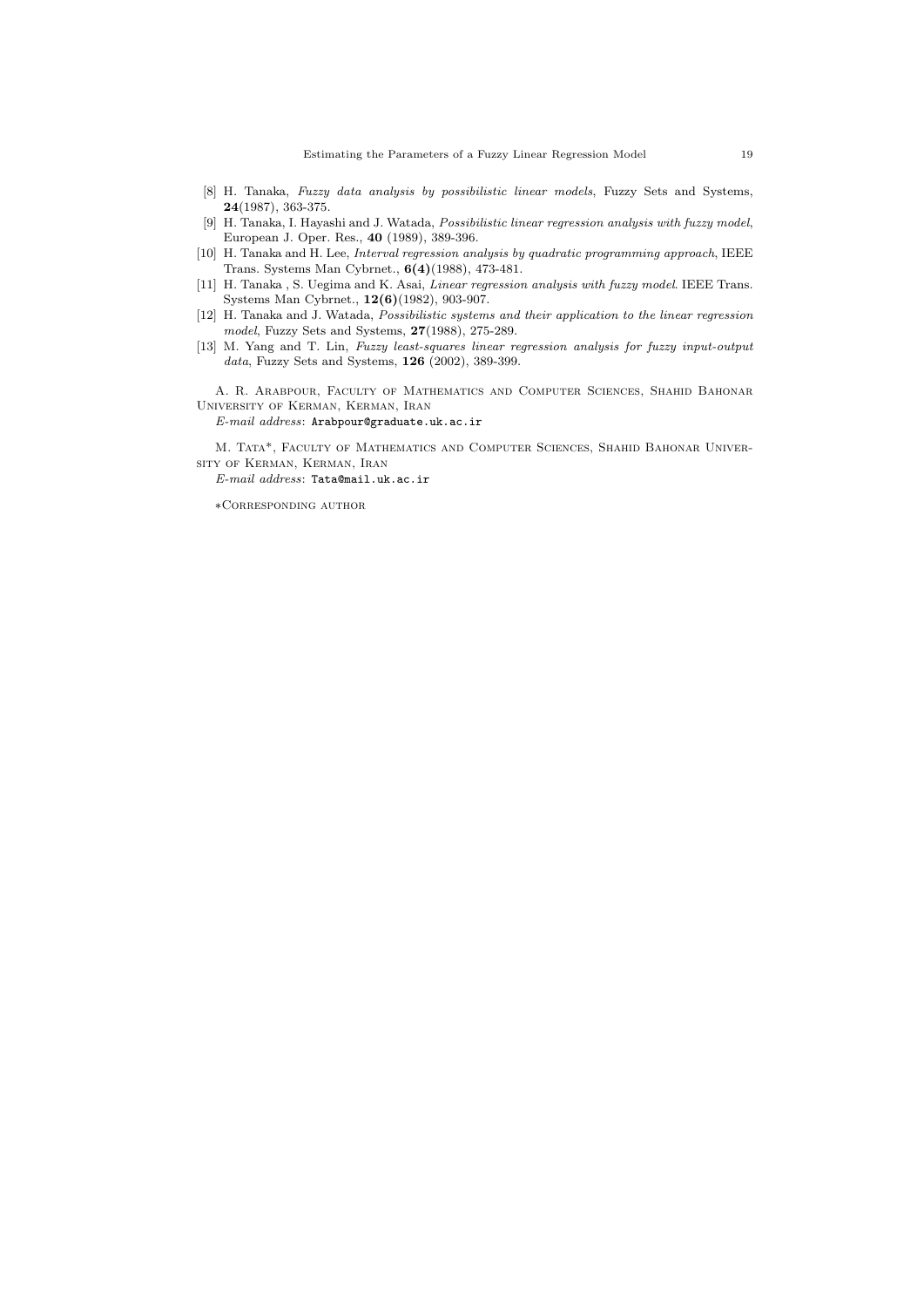[8] H. Tanaka, *Fuzzy data analysis by possibilistic linear models*, Fuzzy Sets and Systems, **24**(1987), 363-375.

[9] H. Tanaka, I. Hayashi and J. Watada, *Possibilistic linear regression analysis with fuzzy model*, European J. Oper. Res., **40** (1989), 389-396.

[10] H. Tanaka and H. Lee, *Interval regression analysis by quadratic programming approach*, IEEE Trans. Systems Man Cybrnet., **6(4)**(1988), 473-481.

[11] H. Tanaka , S. Uegima and K. Asai, *Linear regression analysis with fuzzy model*. IEEE Trans. Systems Man Cybrnet., **12(6)**(1982), 903-907.

[12] H. Tanaka and J. Watada, *Possibilistic systems and their application to the linear regression model*, Fuzzy Sets and Systems, **27**(1988), 275-289.

[13] M. Yang and T. Lin, *Fuzzy least-squares linear regression analysis for fuzzy input-output data*, Fuzzy Sets and Systems, **126** (2002), 389-399.

A. R. Arabpour, Faculty of Mathematics and Computer Sciences, Shahid Bahonar University of Kerman, Kerman, Iran

*E-mail address*: `Arabpour@graduate.uk.ac.ir`

M. Tata*, Faculty of Mathematics and Computer Sciences, Shahid Bahonar University of Kerman, Kerman, Iran

*E-mail address*: `Tata@mail.uk.ac.ir`

*Corresponding author